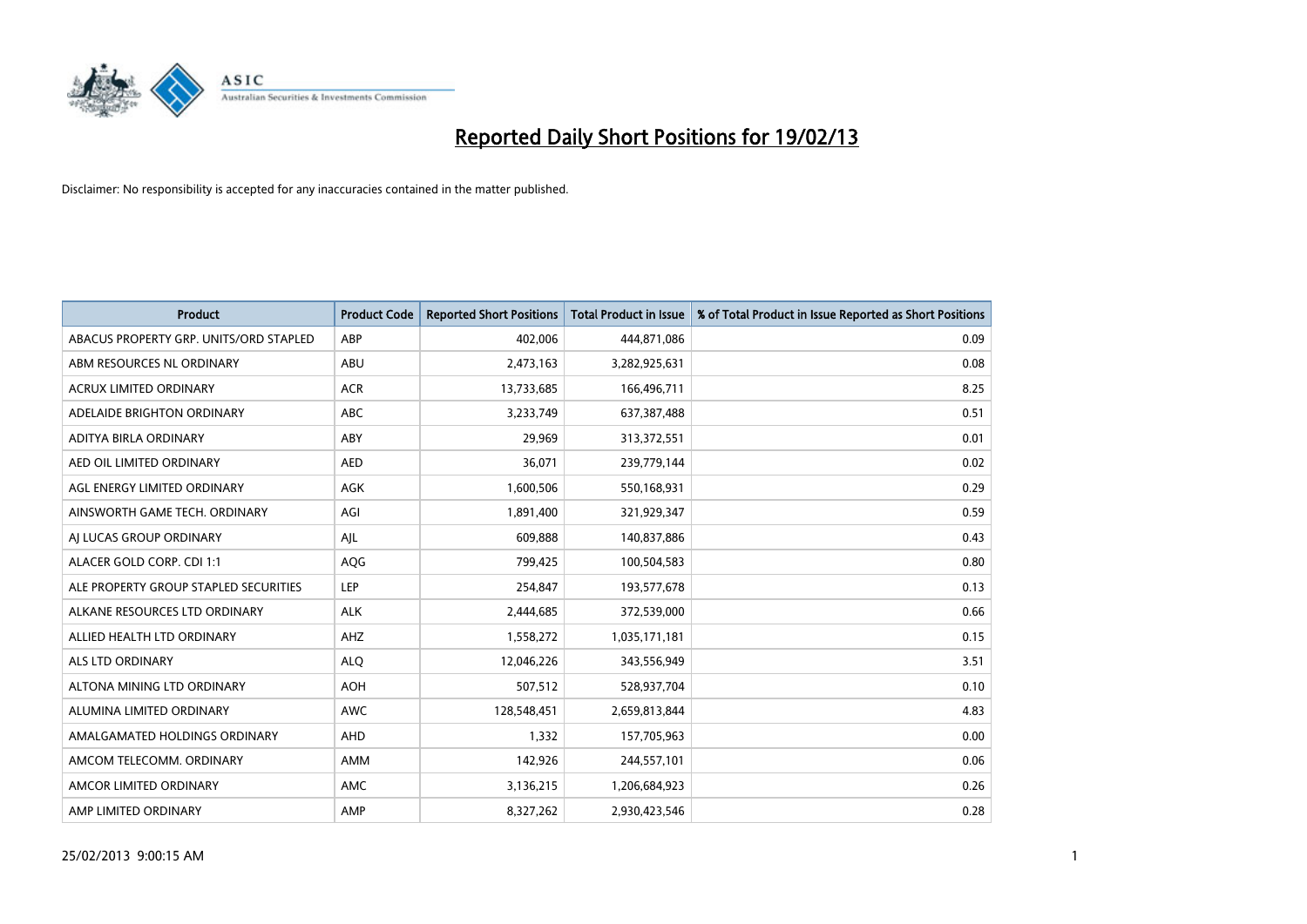# Reported Daily Short Positions for 19/02/13

Disclaimer: No responsibility is accepted for any inaccuracies contained in the matter published.

| Product | Product Code | Reported Short Positions | Total Product in Issue | % of Total Product in Issue Reported as Short Positions |
|---|---|---|---|---|
| ABACUS PROPERTY GRP. UNITS/ORD STAPLED | ABP | 402,006 | 444,871,086 | 0.09 |
| ABM RESOURCES NL ORDINARY | ABU | 2,473,163 | 3,282,925,631 | 0.08 |
| ACRUX LIMITED ORDINARY | ACR | 13,733,685 | 166,496,711 | 8.25 |
| ADELAIDE BRIGHTON ORDINARY | ABC | 3,233,749 | 637,387,488 | 0.51 |
| ADITYA BIRLA ORDINARY | ABY | 29,969 | 313,372,551 | 0.01 |
| AED OIL LIMITED ORDINARY | AED | 36,071 | 239,779,144 | 0.02 |
| AGL ENERGY LIMITED ORDINARY | AGK | 1,600,506 | 550,168,931 | 0.29 |
| AINSWORTH GAME TECH. ORDINARY | AGI | 1,891,400 | 321,929,347 | 0.59 |
| AJ LUCAS GROUP ORDINARY | AJL | 609,888 | 140,837,886 | 0.43 |
| ALACER GOLD CORP. CDI 1:1 | AQG | 799,425 | 100,504,583 | 0.80 |
| ALE PROPERTY GROUP STAPLED SECURITIES | LEP | 254,847 | 193,577,678 | 0.13 |
| ALKANE RESOURCES LTD ORDINARY | ALK | 2,444,685 | 372,539,000 | 0.66 |
| ALLIED HEALTH LTD ORDINARY | AHZ | 1,558,272 | 1,035,171,181 | 0.15 |
| ALS LTD ORDINARY | ALQ | 12,046,226 | 343,556,949 | 3.51 |
| ALTONA MINING LTD ORDINARY | AOH | 507,512 | 528,937,704 | 0.10 |
| ALUMINA LIMITED ORDINARY | AWC | 128,548,451 | 2,659,813,844 | 4.83 |
| AMALGAMATED HOLDINGS ORDINARY | AHD | 1,332 | 157,705,963 | 0.00 |
| AMCOM TELECOMM. ORDINARY | AMM | 142,926 | 244,557,101 | 0.06 |
| AMCOR LIMITED ORDINARY | AMC | 3,136,215 | 1,206,684,923 | 0.26 |
| AMP LIMITED ORDINARY | AMP | 8,327,262 | 2,930,423,546 | 0.28 |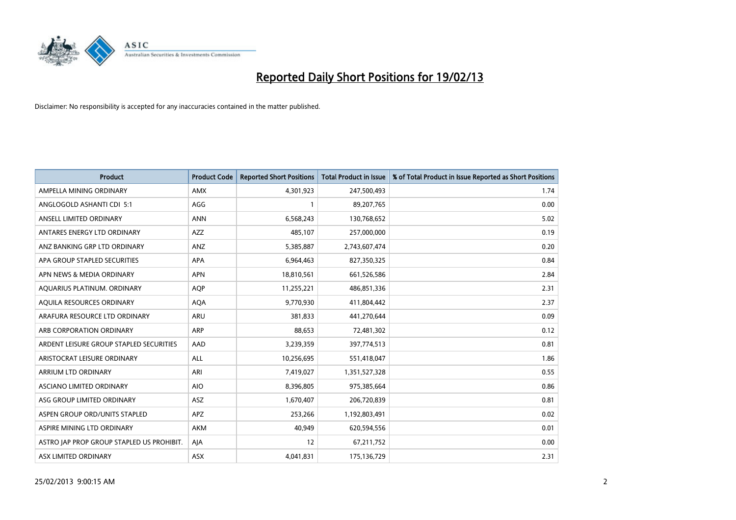# Reported Daily Short Positions for 19/02/13

Disclaimer: No responsibility is accepted for any inaccuracies contained in the matter published.

| Product | Product Code | Reported Short Positions | Total Product in Issue | % of Total Product in Issue Reported as Short Positions |
|---|---|---|---|---|
| AMPELLA MINING ORDINARY | AMX | 4,301,923 | 247,500,493 | 1.74 |
| ANGLOGOLD ASHANTI CDI 5:1 | AGG | 1 | 89,207,765 | 0.00 |
| ANSELL LIMITED ORDINARY | ANN | 6,568,243 | 130,768,652 | 5.02 |
| ANTARES ENERGY LTD ORDINARY | AZZ | 485,107 | 257,000,000 | 0.19 |
| ANZ BANKING GRP LTD ORDINARY | ANZ | 5,385,887 | 2,743,607,474 | 0.20 |
| APA GROUP STAPLED SECURITIES | APA | 6,964,463 | 827,350,325 | 0.84 |
| APN NEWS & MEDIA ORDINARY | APN | 18,810,561 | 661,526,586 | 2.84 |
| AQUARIUS PLATINUM. ORDINARY | AQP | 11,255,221 | 486,851,336 | 2.31 |
| AQUILA RESOURCES ORDINARY | AQA | 9,770,930 | 411,804,442 | 2.37 |
| ARAFURA RESOURCE LTD ORDINARY | ARU | 381,833 | 441,270,644 | 0.09 |
| ARB CORPORATION ORDINARY | ARP | 88,653 | 72,481,302 | 0.12 |
| ARDENT LEISURE GROUP STAPLED SECURITIES | AAD | 3,239,359 | 397,774,513 | 0.81 |
| ARISTOCRAT LEISURE ORDINARY | ALL | 10,256,695 | 551,418,047 | 1.86 |
| ARRIUM LTD ORDINARY | ARI | 7,419,027 | 1,351,527,328 | 0.55 |
| ASCIANO LIMITED ORDINARY | AIO | 8,396,805 | 975,385,664 | 0.86 |
| ASG GROUP LIMITED ORDINARY | ASZ | 1,670,407 | 206,720,839 | 0.81 |
| ASPEN GROUP ORD/UNITS STAPLED | APZ | 253,266 | 1,192,803,491 | 0.02 |
| ASPIRE MINING LTD ORDINARY | AKM | 40,949 | 620,594,556 | 0.01 |
| ASTRO JAP PROP GROUP STAPLED US PROHIBIT. | AJA | 12 | 67,211,752 | 0.00 |
| ASX LIMITED ORDINARY | ASX | 4,041,831 | 175,136,729 | 2.31 |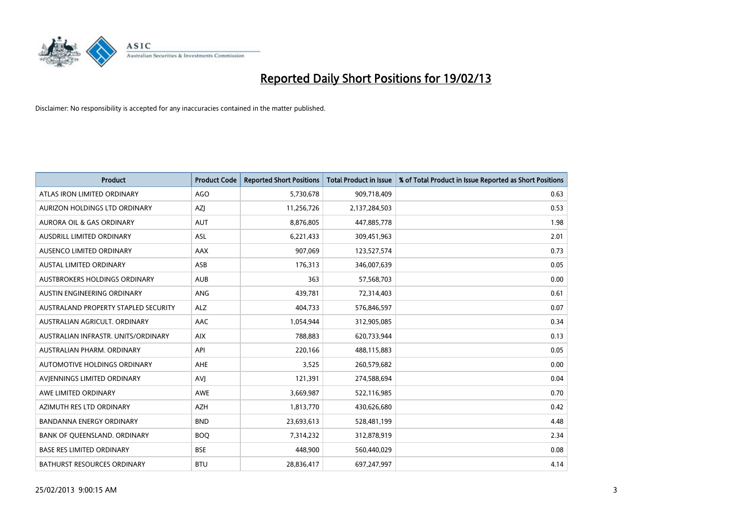# Reported Daily Short Positions for 19/02/13

Disclaimer: No responsibility is accepted for any inaccuracies contained in the matter published.

| Product | Product Code | Reported Short Positions | Total Product in Issue | % of Total Product in Issue Reported as Short Positions |
|---|---|---|---|---|
| ATLAS IRON LIMITED ORDINARY | AGO | 5,730,678 | 909,718,409 | 0.63 |
| AURIZON HOLDINGS LTD ORDINARY | AZJ | 11,256,726 | 2,137,284,503 | 0.53 |
| AURORA OIL & GAS ORDINARY | AUT | 8,876,805 | 447,885,778 | 1.98 |
| AUSDRILL LIMITED ORDINARY | ASL | 6,221,433 | 309,451,963 | 2.01 |
| AUSENCO LIMITED ORDINARY | AAX | 907,069 | 123,527,574 | 0.73 |
| AUSTAL LIMITED ORDINARY | ASB | 176,313 | 346,007,639 | 0.05 |
| AUSTBROKERS HOLDINGS ORDINARY | AUB | 363 | 57,568,703 | 0.00 |
| AUSTIN ENGINEERING ORDINARY | ANG | 439,781 | 72,314,403 | 0.61 |
| AUSTRALAND PROPERTY STAPLED SECURITY | ALZ | 404,733 | 576,846,597 | 0.07 |
| AUSTRALIAN AGRICULT. ORDINARY | AAC | 1,054,944 | 312,905,085 | 0.34 |
| AUSTRALIAN INFRASTR. UNITS/ORDINARY | AIX | 788,883 | 620,733,944 | 0.13 |
| AUSTRALIAN PHARM. ORDINARY | API | 220,166 | 488,115,883 | 0.05 |
| AUTOMOTIVE HOLDINGS ORDINARY | AHE | 3,525 | 260,579,682 | 0.00 |
| AVJENNINGS LIMITED ORDINARY | AVJ | 121,391 | 274,588,694 | 0.04 |
| AWE LIMITED ORDINARY | AWE | 3,669,987 | 522,116,985 | 0.70 |
| AZIMUTH RES LTD ORDINARY | AZH | 1,813,770 | 430,626,680 | 0.42 |
| BANDANNA ENERGY ORDINARY | BND | 23,693,613 | 528,481,199 | 4.48 |
| BANK OF QUEENSLAND. ORDINARY | BOQ | 7,314,232 | 312,878,919 | 2.34 |
| BASE RES LIMITED ORDINARY | BSE | 448,900 | 560,440,029 | 0.08 |
| BATHURST RESOURCES ORDINARY | BTU | 28,836,417 | 697,247,997 | 4.14 |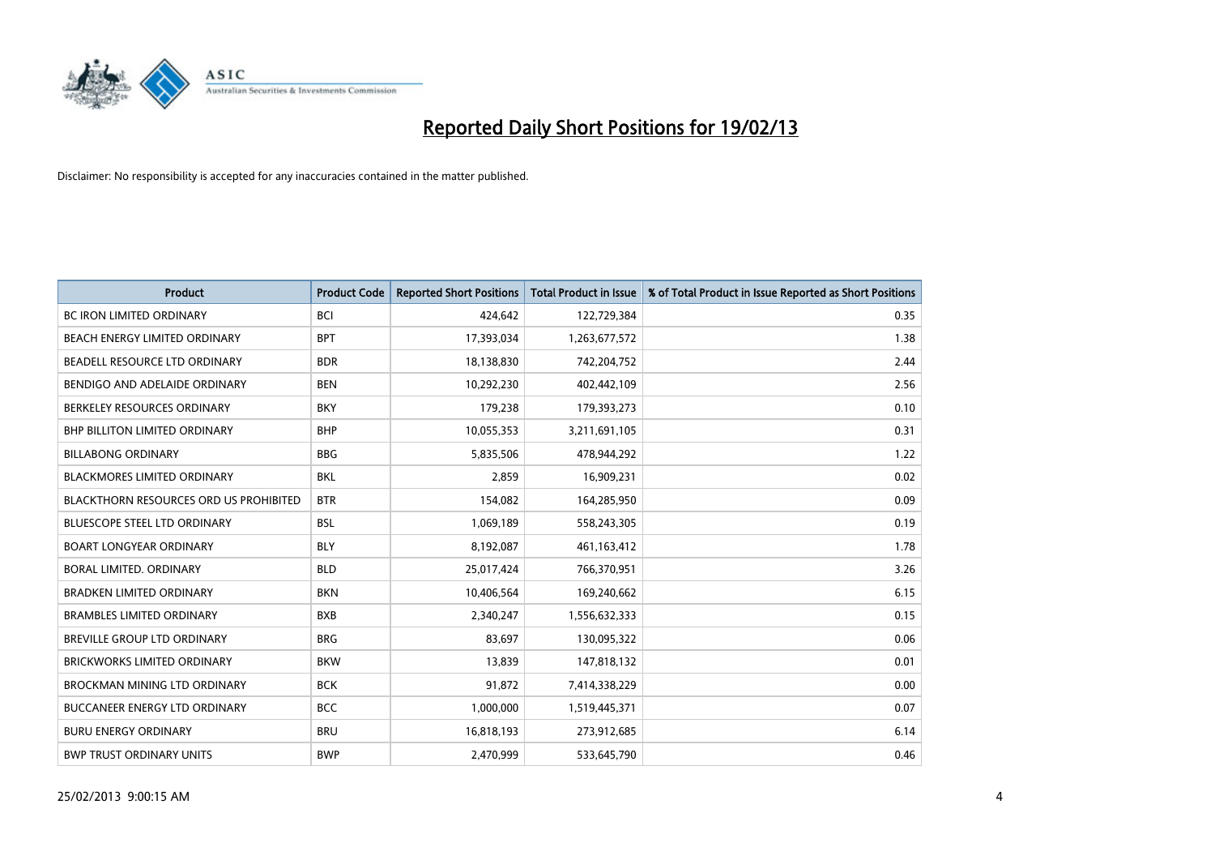# Reported Daily Short Positions for 19/02/13

Disclaimer: No responsibility is accepted for any inaccuracies contained in the matter published.

| Product | Product Code | Reported Short Positions | Total Product in Issue | % of Total Product in Issue Reported as Short Positions |
|---|---|---|---|---|
| BC IRON LIMITED ORDINARY | BCI | 424,642 | 122,729,384 | 0.35 |
| BEACH ENERGY LIMITED ORDINARY | BPT | 17,393,034 | 1,263,677,572 | 1.38 |
| BEADELL RESOURCE LTD ORDINARY | BDR | 18,138,830 | 742,204,752 | 2.44 |
| BENDIGO AND ADELAIDE ORDINARY | BEN | 10,292,230 | 402,442,109 | 2.56 |
| BERKELEY RESOURCES ORDINARY | BKY | 179,238 | 179,393,273 | 0.10 |
| BHP BILLITON LIMITED ORDINARY | BHP | 10,055,353 | 3,211,691,105 | 0.31 |
| BILLABONG ORDINARY | BBG | 5,835,506 | 478,944,292 | 1.22 |
| BLACKMORES LIMITED ORDINARY | BKL | 2,859 | 16,909,231 | 0.02 |
| BLACKTHORN RESOURCES ORD US PROHIBITED | BTR | 154,082 | 164,285,950 | 0.09 |
| BLUESCOPE STEEL LTD ORDINARY | BSL | 1,069,189 | 558,243,305 | 0.19 |
| BOART LONGYEAR ORDINARY | BLY | 8,192,087 | 461,163,412 | 1.78 |
| BORAL LIMITED. ORDINARY | BLD | 25,017,424 | 766,370,951 | 3.26 |
| BRADKEN LIMITED ORDINARY | BKN | 10,406,564 | 169,240,662 | 6.15 |
| BRAMBLES LIMITED ORDINARY | BXB | 2,340,247 | 1,556,632,333 | 0.15 |
| BREVILLE GROUP LTD ORDINARY | BRG | 83,697 | 130,095,322 | 0.06 |
| BRICKWORKS LIMITED ORDINARY | BKW | 13,839 | 147,818,132 | 0.01 |
| BROCKMAN MINING LTD ORDINARY | BCK | 91,872 | 7,414,338,229 | 0.00 |
| BUCCANEER ENERGY LTD ORDINARY | BCC | 1,000,000 | 1,519,445,371 | 0.07 |
| BURU ENERGY ORDINARY | BRU | 16,818,193 | 273,912,685 | 6.14 |
| BWP TRUST ORDINARY UNITS | BWP | 2,470,999 | 533,645,790 | 0.46 |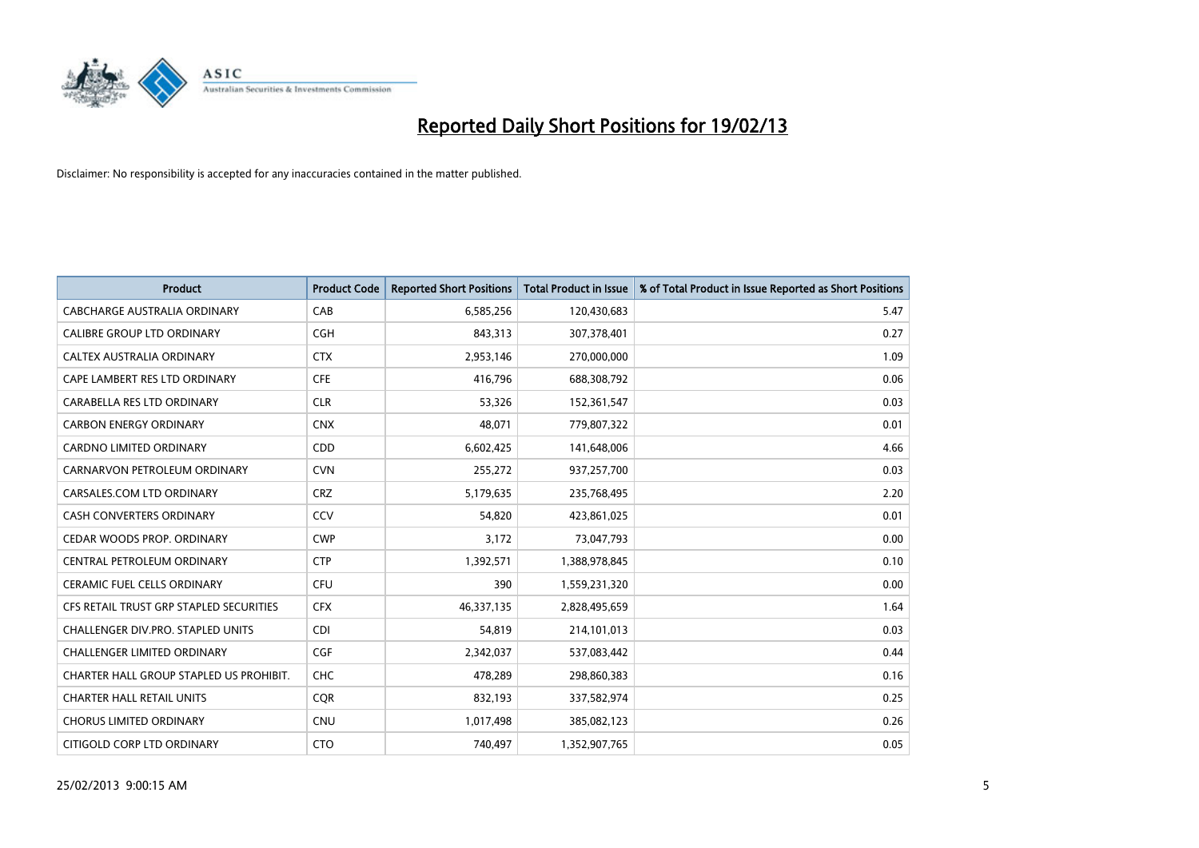# Reported Daily Short Positions for 19/02/13

Disclaimer: No responsibility is accepted for any inaccuracies contained in the matter published.

| Product | Product Code | Reported Short Positions | Total Product in Issue | % of Total Product in Issue Reported as Short Positions |
|---|---|---|---|---|
| CABCHARGE AUSTRALIA ORDINARY | CAB | 6,585,256 | 120,430,683 | 5.47 |
| CALIBRE GROUP LTD ORDINARY | CGH | 843,313 | 307,378,401 | 0.27 |
| CALTEX AUSTRALIA ORDINARY | CTX | 2,953,146 | 270,000,000 | 1.09 |
| CAPE LAMBERT RES LTD ORDINARY | CFE | 416,796 | 688,308,792 | 0.06 |
| CARABELLA RES LTD ORDINARY | CLR | 53,326 | 152,361,547 | 0.03 |
| CARBON ENERGY ORDINARY | CNX | 48,071 | 779,807,322 | 0.01 |
| CARDNO LIMITED ORDINARY | CDD | 6,602,425 | 141,648,006 | 4.66 |
| CARNARVON PETROLEUM ORDINARY | CVN | 255,272 | 937,257,700 | 0.03 |
| CARSALES.COM LTD ORDINARY | CRZ | 5,179,635 | 235,768,495 | 2.20 |
| CASH CONVERTERS ORDINARY | CCV | 54,820 | 423,861,025 | 0.01 |
| CEDAR WOODS PROP. ORDINARY | CWP | 3,172 | 73,047,793 | 0.00 |
| CENTRAL PETROLEUM ORDINARY | CTP | 1,392,571 | 1,388,978,845 | 0.10 |
| CERAMIC FUEL CELLS ORDINARY | CFU | 390 | 1,559,231,320 | 0.00 |
| CFS RETAIL TRUST GRP STAPLED SECURITIES | CFX | 46,337,135 | 2,828,495,659 | 1.64 |
| CHALLENGER DIV.PRO. STAPLED UNITS | CDI | 54,819 | 214,101,013 | 0.03 |
| CHALLENGER LIMITED ORDINARY | CGF | 2,342,037 | 537,083,442 | 0.44 |
| CHARTER HALL GROUP STAPLED US PROHIBIT. | CHC | 478,289 | 298,860,383 | 0.16 |
| CHARTER HALL RETAIL UNITS | CQR | 832,193 | 337,582,974 | 0.25 |
| CHORUS LIMITED ORDINARY | CNU | 1,017,498 | 385,082,123 | 0.26 |
| CITIGOLD CORP LTD ORDINARY | CTO | 740,497 | 1,352,907,765 | 0.05 |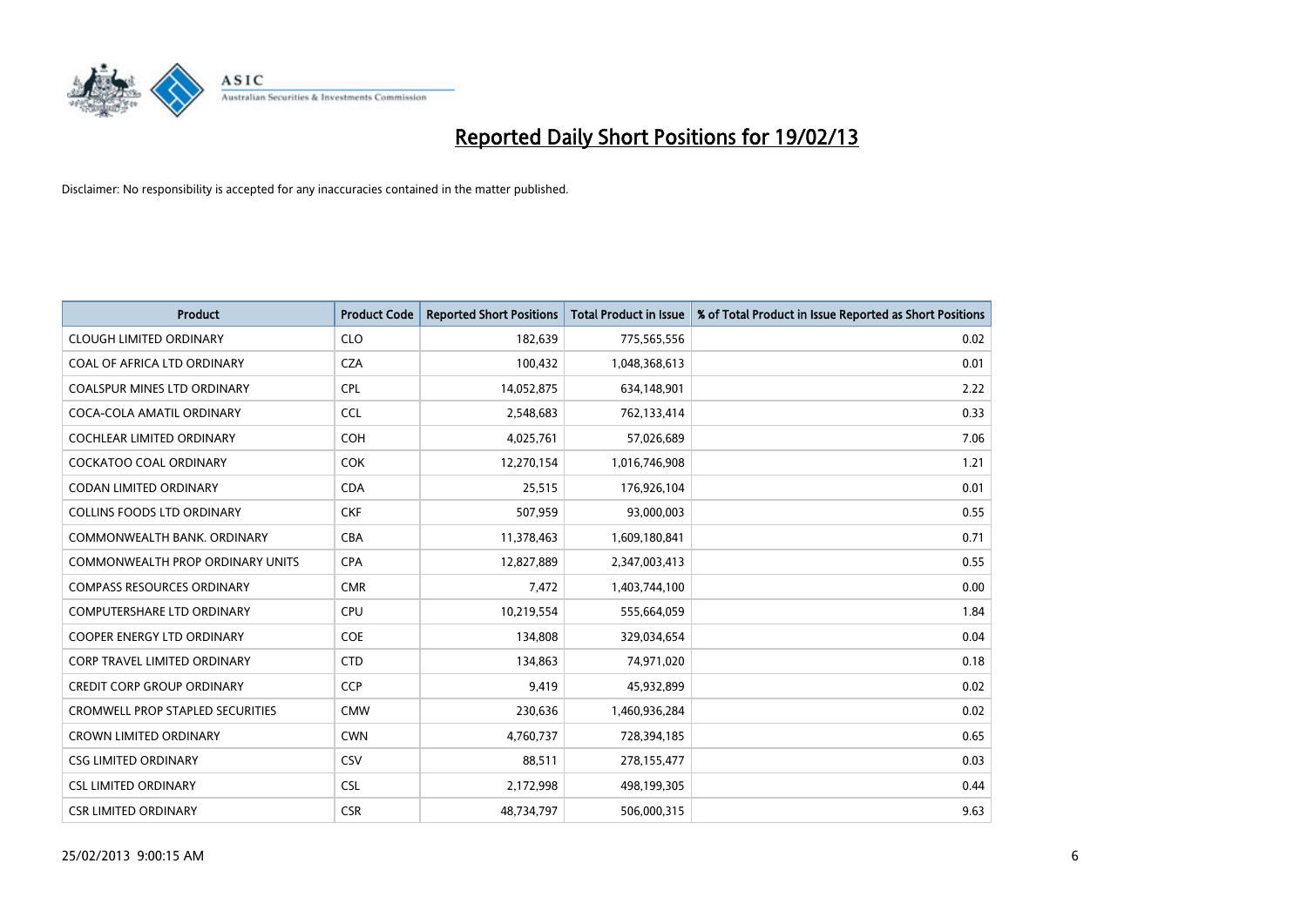# Reported Daily Short Positions for 19/02/13

Disclaimer: No responsibility is accepted for any inaccuracies contained in the matter published.

| Product | Product Code | Reported Short Positions | Total Product in Issue | % of Total Product in Issue Reported as Short Positions |
|---|---|---|---|---|
| CLOUGH LIMITED ORDINARY | CLO | 182,639 | 775,565,556 | 0.02 |
| COAL OF AFRICA LTD ORDINARY | CZA | 100,432 | 1,048,368,613 | 0.01 |
| COALSPUR MINES LTD ORDINARY | CPL | 14,052,875 | 634,148,901 | 2.22 |
| COCA-COLA AMATIL ORDINARY | CCL | 2,548,683 | 762,133,414 | 0.33 |
| COCHLEAR LIMITED ORDINARY | COH | 4,025,761 | 57,026,689 | 7.06 |
| COCKATOO COAL ORDINARY | COK | 12,270,154 | 1,016,746,908 | 1.21 |
| CODAN LIMITED ORDINARY | CDA | 25,515 | 176,926,104 | 0.01 |
| COLLINS FOODS LTD ORDINARY | CKF | 507,959 | 93,000,003 | 0.55 |
| COMMONWEALTH BANK. ORDINARY | CBA | 11,378,463 | 1,609,180,841 | 0.71 |
| COMMONWEALTH PROP ORDINARY UNITS | CPA | 12,827,889 | 2,347,003,413 | 0.55 |
| COMPASS RESOURCES ORDINARY | CMR | 7,472 | 1,403,744,100 | 0.00 |
| COMPUTERSHARE LTD ORDINARY | CPU | 10,219,554 | 555,664,059 | 1.84 |
| COOPER ENERGY LTD ORDINARY | COE | 134,808 | 329,034,654 | 0.04 |
| CORP TRAVEL LIMITED ORDINARY | CTD | 134,863 | 74,971,020 | 0.18 |
| CREDIT CORP GROUP ORDINARY | CCP | 9,419 | 45,932,899 | 0.02 |
| CROMWELL PROP STAPLED SECURITIES | CMW | 230,636 | 1,460,936,284 | 0.02 |
| CROWN LIMITED ORDINARY | CWN | 4,760,737 | 728,394,185 | 0.65 |
| CSG LIMITED ORDINARY | CSV | 88,511 | 278,155,477 | 0.03 |
| CSL LIMITED ORDINARY | CSL | 2,172,998 | 498,199,305 | 0.44 |
| CSR LIMITED ORDINARY | CSR | 48,734,797 | 506,000,315 | 9.63 |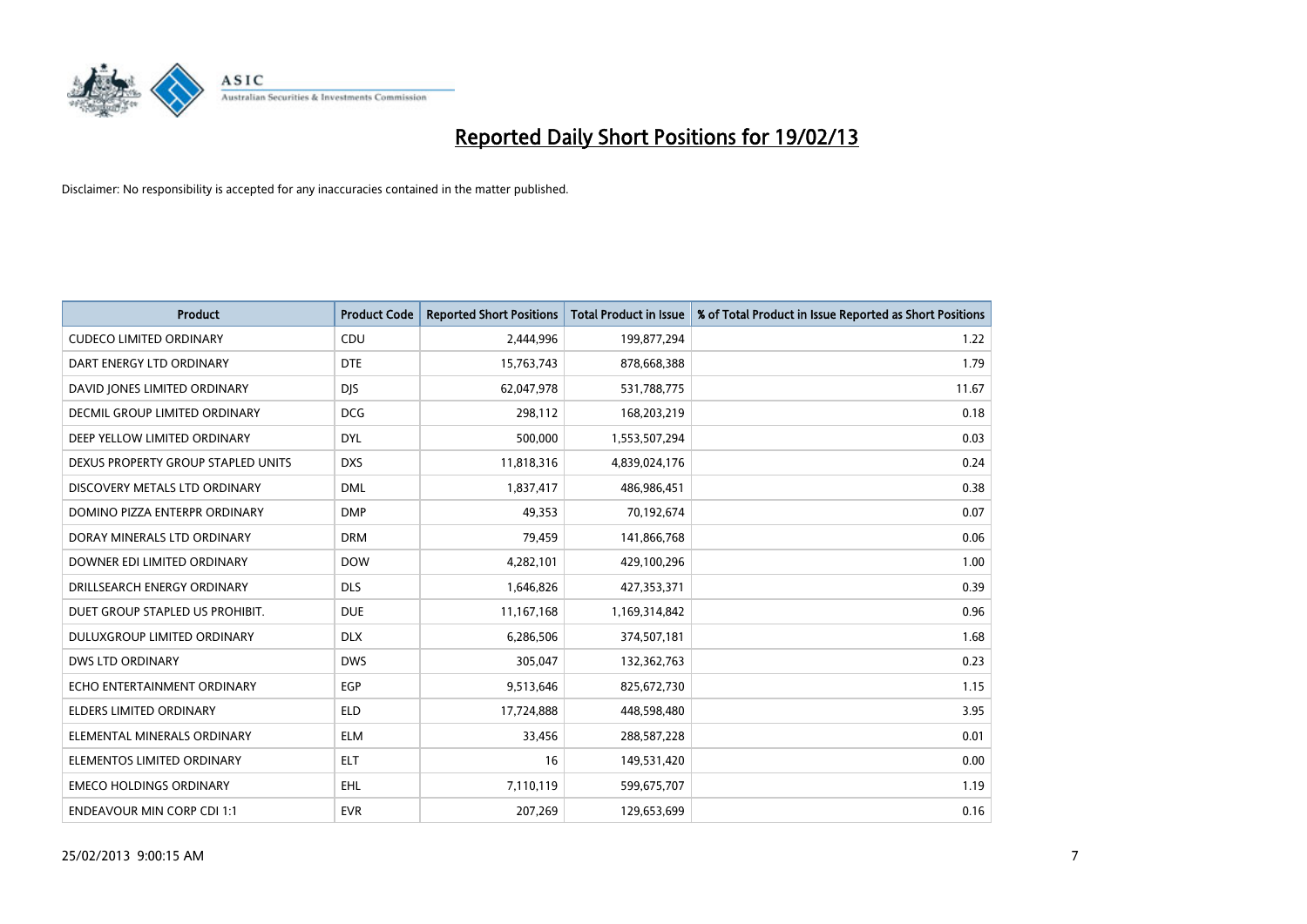# Reported Daily Short Positions for 19/02/13

Disclaimer: No responsibility is accepted for any inaccuracies contained in the matter published.

| Product | Product Code | Reported Short Positions | Total Product in Issue | % of Total Product in Issue Reported as Short Positions |
|---|---|---|---|---|
| CUDECO LIMITED ORDINARY | CDU | 2,444,996 | 199,877,294 | 1.22 |
| DART ENERGY LTD ORDINARY | DTE | 15,763,743 | 878,668,388 | 1.79 |
| DAVID JONES LIMITED ORDINARY | DJS | 62,047,978 | 531,788,775 | 11.67 |
| DECMIL GROUP LIMITED ORDINARY | DCG | 298,112 | 168,203,219 | 0.18 |
| DEEP YELLOW LIMITED ORDINARY | DYL | 500,000 | 1,553,507,294 | 0.03 |
| DEXUS PROPERTY GROUP STAPLED UNITS | DXS | 11,818,316 | 4,839,024,176 | 0.24 |
| DISCOVERY METALS LTD ORDINARY | DML | 1,837,417 | 486,986,451 | 0.38 |
| DOMINO PIZZA ENTERPR ORDINARY | DMP | 49,353 | 70,192,674 | 0.07 |
| DORAY MINERALS LTD ORDINARY | DRM | 79,459 | 141,866,768 | 0.06 |
| DOWNER EDI LIMITED ORDINARY | DOW | 4,282,101 | 429,100,296 | 1.00 |
| DRILLSEARCH ENERGY ORDINARY | DLS | 1,646,826 | 427,353,371 | 0.39 |
| DUET GROUP STAPLED US PROHIBIT. | DUE | 11,167,168 | 1,169,314,842 | 0.96 |
| DULUXGROUP LIMITED ORDINARY | DLX | 6,286,506 | 374,507,181 | 1.68 |
| DWS LTD ORDINARY | DWS | 305,047 | 132,362,763 | 0.23 |
| ECHO ENTERTAINMENT ORDINARY | EGP | 9,513,646 | 825,672,730 | 1.15 |
| ELDERS LIMITED ORDINARY | ELD | 17,724,888 | 448,598,480 | 3.95 |
| ELEMENTAL MINERALS ORDINARY | ELM | 33,456 | 288,587,228 | 0.01 |
| ELEMENTOS LIMITED ORDINARY | ELT | 16 | 149,531,420 | 0.00 |
| EMECO HOLDINGS ORDINARY | EHL | 7,110,119 | 599,675,707 | 1.19 |
| ENDEAVOUR MIN CORP CDI 1:1 | EVR | 207,269 | 129,653,699 | 0.16 |

25/02/2013 9:00:15 AM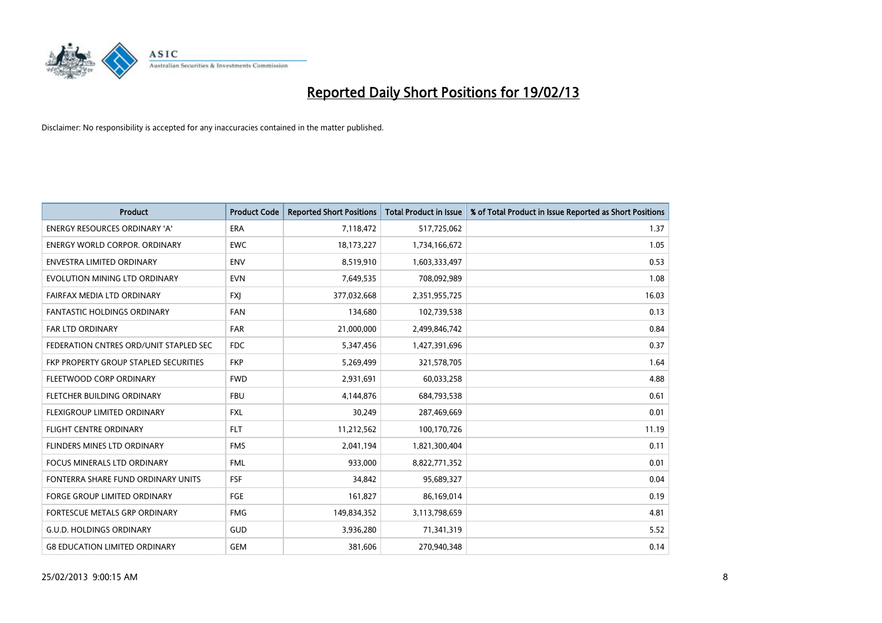# Reported Daily Short Positions for 19/02/13

Disclaimer: No responsibility is accepted for any inaccuracies contained in the matter published.

| Product | Product Code | Reported Short Positions | Total Product in Issue | % of Total Product in Issue Reported as Short Positions |
|---|---|---|---|---|
| ENERGY RESOURCES ORDINARY 'A' | ERA | 7,118,472 | 517,725,062 | 1.37 |
| ENERGY WORLD CORPOR. ORDINARY | EWC | 18,173,227 | 1,734,166,672 | 1.05 |
| ENVESTRA LIMITED ORDINARY | ENV | 8,519,910 | 1,603,333,497 | 0.53 |
| EVOLUTION MINING LTD ORDINARY | EVN | 7,649,535 | 708,092,989 | 1.08 |
| FAIRFAX MEDIA LTD ORDINARY | FXJ | 377,032,668 | 2,351,955,725 | 16.03 |
| FANTASTIC HOLDINGS ORDINARY | FAN | 134,680 | 102,739,538 | 0.13 |
| FAR LTD ORDINARY | FAR | 21,000,000 | 2,499,846,742 | 0.84 |
| FEDERATION CNTRES ORD/UNIT STAPLED SEC | FDC | 5,347,456 | 1,427,391,696 | 0.37 |
| FKP PROPERTY GROUP STAPLED SECURITIES | FKP | 5,269,499 | 321,578,705 | 1.64 |
| FLEETWOOD CORP ORDINARY | FWD | 2,931,691 | 60,033,258 | 4.88 |
| FLETCHER BUILDING ORDINARY | FBU | 4,144,876 | 684,793,538 | 0.61 |
| FLEXIGROUP LIMITED ORDINARY | FXL | 30,249 | 287,469,669 | 0.01 |
| FLIGHT CENTRE ORDINARY | FLT | 11,212,562 | 100,170,726 | 11.19 |
| FLINDERS MINES LTD ORDINARY | FMS | 2,041,194 | 1,821,300,404 | 0.11 |
| FOCUS MINERALS LTD ORDINARY | FML | 933,000 | 8,822,771,352 | 0.01 |
| FONTERRA SHARE FUND ORDINARY UNITS | FSF | 34,842 | 95,689,327 | 0.04 |
| FORGE GROUP LIMITED ORDINARY | FGE | 161,827 | 86,169,014 | 0.19 |
| FORTESCUE METALS GRP ORDINARY | FMG | 149,834,352 | 3,113,798,659 | 4.81 |
| G.U.D. HOLDINGS ORDINARY | GUD | 3,936,280 | 71,341,319 | 5.52 |
| G8 EDUCATION LIMITED ORDINARY | GEM | 381,606 | 270,940,348 | 0.14 |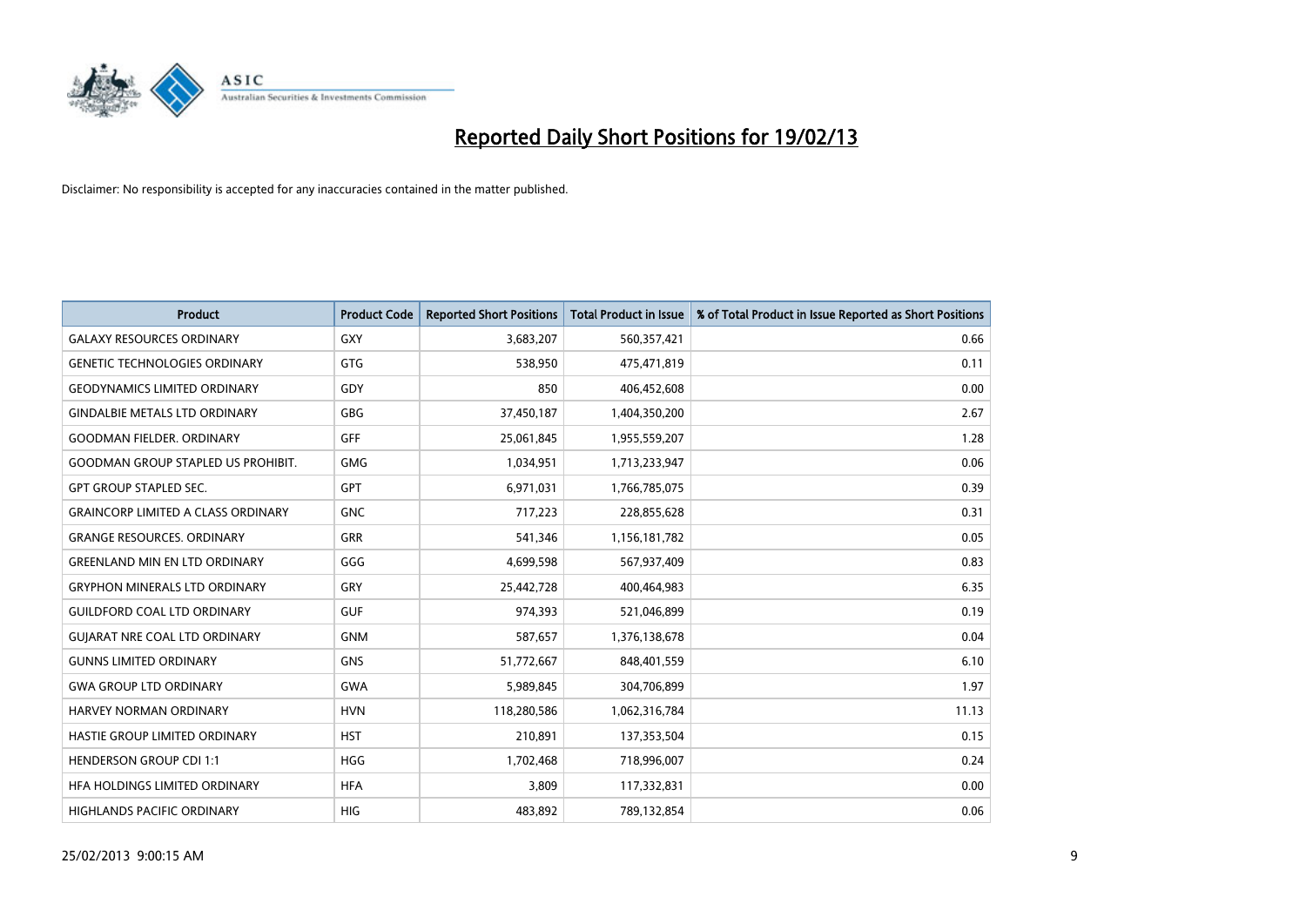# Reported Daily Short Positions for 19/02/13

Disclaimer: No responsibility is accepted for any inaccuracies contained in the matter published.

| Product | Product Code | Reported Short Positions | Total Product in Issue | % of Total Product in Issue Reported as Short Positions |
|---|---|---|---|---|
| GALAXY RESOURCES ORDINARY | GXY | 3,683,207 | 560,357,421 | 0.66 |
| GENETIC TECHNOLOGIES ORDINARY | GTG | 538,950 | 475,471,819 | 0.11 |
| GEODYNAMICS LIMITED ORDINARY | GDY | 850 | 406,452,608 | 0.00 |
| GINDALBIE METALS LTD ORDINARY | GBG | 37,450,187 | 1,404,350,200 | 2.67 |
| GOODMAN FIELDER. ORDINARY | GFF | 25,061,845 | 1,955,559,207 | 1.28 |
| GOODMAN GROUP STAPLED US PROHIBIT. | GMG | 1,034,951 | 1,713,233,947 | 0.06 |
| GPT GROUP STAPLED SEC. | GPT | 6,971,031 | 1,766,785,075 | 0.39 |
| GRAINCORP LIMITED A CLASS ORDINARY | GNC | 717,223 | 228,855,628 | 0.31 |
| GRANGE RESOURCES. ORDINARY | GRR | 541,346 | 1,156,181,782 | 0.05 |
| GREENLAND MIN EN LTD ORDINARY | GGG | 4,699,598 | 567,937,409 | 0.83 |
| GRYPHON MINERALS LTD ORDINARY | GRY | 25,442,728 | 400,464,983 | 6.35 |
| GUILDFORD COAL LTD ORDINARY | GUF | 974,393 | 521,046,899 | 0.19 |
| GUJARAT NRE COAL LTD ORDINARY | GNM | 587,657 | 1,376,138,678 | 0.04 |
| GUNNS LIMITED ORDINARY | GNS | 51,772,667 | 848,401,559 | 6.10 |
| GWA GROUP LTD ORDINARY | GWA | 5,989,845 | 304,706,899 | 1.97 |
| HARVEY NORMAN ORDINARY | HVN | 118,280,586 | 1,062,316,784 | 11.13 |
| HASTIE GROUP LIMITED ORDINARY | HST | 210,891 | 137,353,504 | 0.15 |
| HENDERSON GROUP CDI 1:1 | HGG | 1,702,468 | 718,996,007 | 0.24 |
| HFA HOLDINGS LIMITED ORDINARY | HFA | 3,809 | 117,332,831 | 0.00 |
| HIGHLANDS PACIFIC ORDINARY | HIG | 483,892 | 789,132,854 | 0.06 |

25/02/2013 9:00:15 AM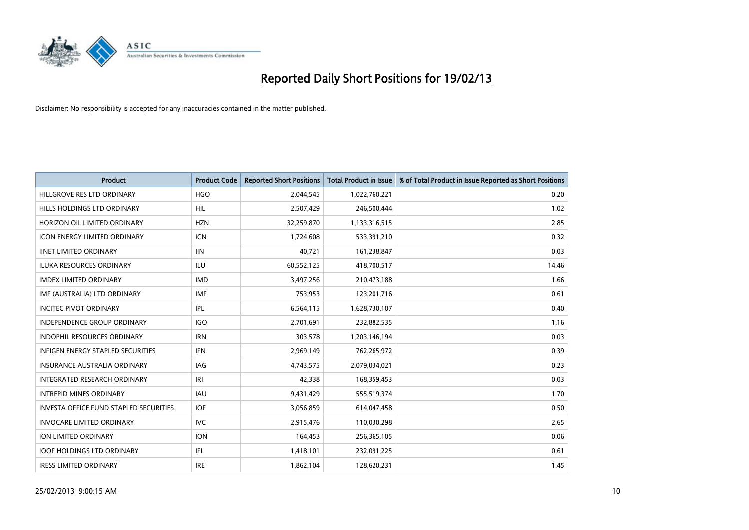# Reported Daily Short Positions for 19/02/13

Disclaimer: No responsibility is accepted for any inaccuracies contained in the matter published.

| Product | Product Code | Reported Short Positions | Total Product in Issue | % of Total Product in Issue Reported as Short Positions |
|---|---|---|---|---|
| HILLGROVE RES LTD ORDINARY | HGO | 2,044,545 | 1,022,760,221 | 0.20 |
| HILLS HOLDINGS LTD ORDINARY | HIL | 2,507,429 | 246,500,444 | 1.02 |
| HORIZON OIL LIMITED ORDINARY | HZN | 32,259,870 | 1,133,316,515 | 2.85 |
| ICON ENERGY LIMITED ORDINARY | ICN | 1,724,608 | 533,391,210 | 0.32 |
| IINET LIMITED ORDINARY | IIN | 40,721 | 161,238,847 | 0.03 |
| ILUKA RESOURCES ORDINARY | ILU | 60,552,125 | 418,700,517 | 14.46 |
| IMDEX LIMITED ORDINARY | IMD | 3,497,256 | 210,473,188 | 1.66 |
| IMF (AUSTRALIA) LTD ORDINARY | IMF | 753,953 | 123,201,716 | 0.61 |
| INCITEC PIVOT ORDINARY | IPL | 6,564,115 | 1,628,730,107 | 0.40 |
| INDEPENDENCE GROUP ORDINARY | IGO | 2,701,691 | 232,882,535 | 1.16 |
| INDOPHIL RESOURCES ORDINARY | IRN | 303,578 | 1,203,146,194 | 0.03 |
| INFIGEN ENERGY STAPLED SECURITIES | IFN | 2,969,149 | 762,265,972 | 0.39 |
| INSURANCE AUSTRALIA ORDINARY | IAG | 4,743,575 | 2,079,034,021 | 0.23 |
| INTEGRATED RESEARCH ORDINARY | IRI | 42,338 | 168,359,453 | 0.03 |
| INTREPID MINES ORDINARY | IAU | 9,431,429 | 555,519,374 | 1.70 |
| INVESTA OFFICE FUND STAPLED SECURITIES | IOF | 3,056,859 | 614,047,458 | 0.50 |
| INVOCARE LIMITED ORDINARY | IVC | 2,915,476 | 110,030,298 | 2.65 |
| ION LIMITED ORDINARY | ION | 164,453 | 256,365,105 | 0.06 |
| IOOF HOLDINGS LTD ORDINARY | IFL | 1,418,101 | 232,091,225 | 0.61 |
| IRESS LIMITED ORDINARY | IRE | 1,862,104 | 128,620,231 | 1.45 |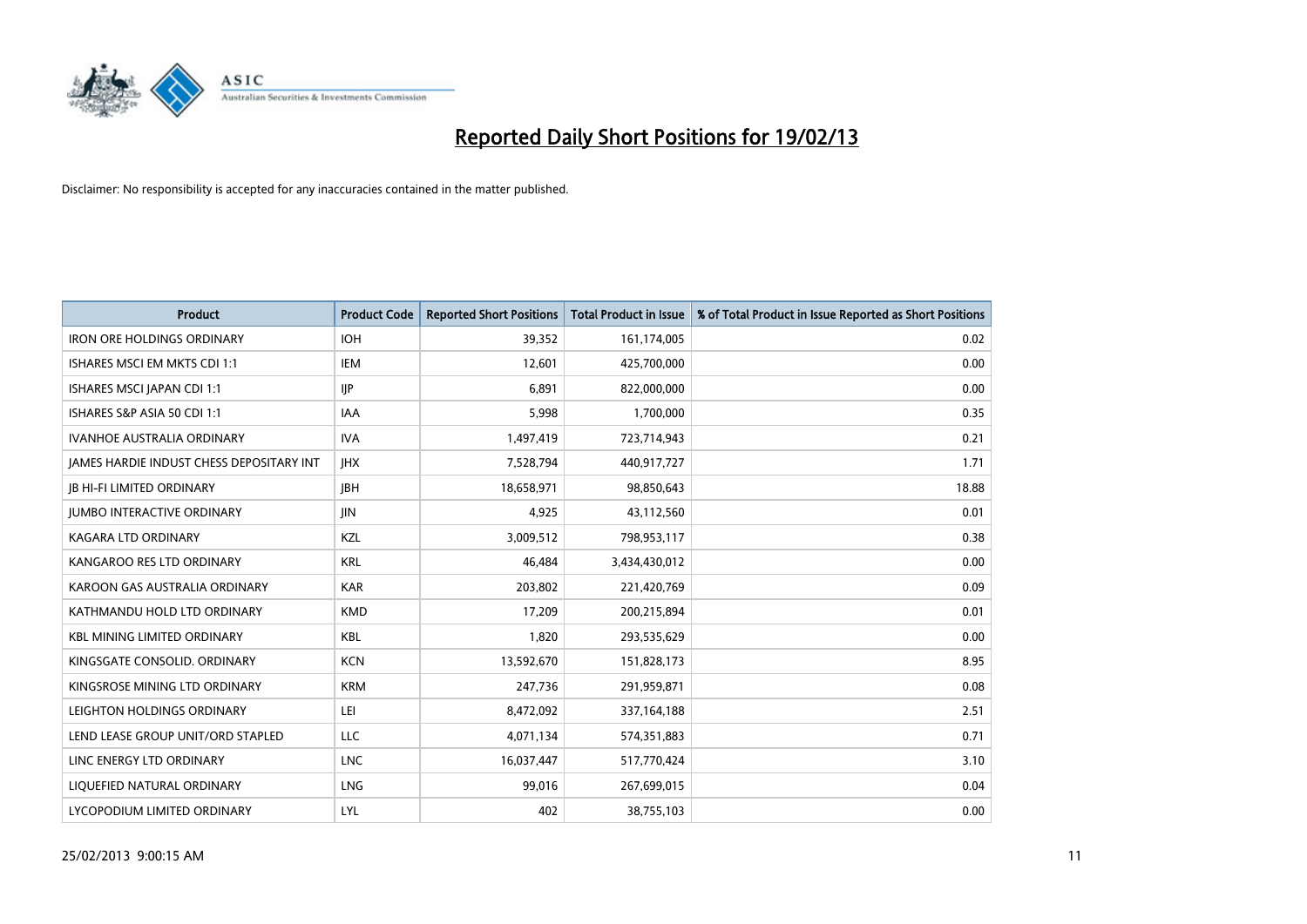# Reported Daily Short Positions for 19/02/13

Disclaimer: No responsibility is accepted for any inaccuracies contained in the matter published.

| Product | Product Code | Reported Short Positions | Total Product in Issue | % of Total Product in Issue Reported as Short Positions |
| --- | --- | --- | --- | --- |
| IRON ORE HOLDINGS ORDINARY | IOH | 39,352 | 161,174,005 | 0.02 |
| ISHARES MSCI EM MKTS CDI 1:1 | IEM | 12,601 | 425,700,000 | 0.00 |
| ISHARES MSCI JAPAN CDI 1:1 | IJP | 6,891 | 822,000,000 | 0.00 |
| ISHARES S&P ASIA 50 CDI 1:1 | IAA | 5,998 | 1,700,000 | 0.35 |
| IVANHOE AUSTRALIA ORDINARY | IVA | 1,497,419 | 723,714,943 | 0.21 |
| JAMES HARDIE INDUST CHESS DEPOSITARY INT | JHX | 7,528,794 | 440,917,727 | 1.71 |
| JB HI-FI LIMITED ORDINARY | JBH | 18,658,971 | 98,850,643 | 18.88 |
| JUMBO INTERACTIVE ORDINARY | JIN | 4,925 | 43,112,560 | 0.01 |
| KAGARA LTD ORDINARY | KZL | 3,009,512 | 798,953,117 | 0.38 |
| KANGAROO RES LTD ORDINARY | KRL | 46,484 | 3,434,430,012 | 0.00 |
| KAROON GAS AUSTRALIA ORDINARY | KAR | 203,802 | 221,420,769 | 0.09 |
| KATHMANDU HOLD LTD ORDINARY | KMD | 17,209 | 200,215,894 | 0.01 |
| KBL MINING LIMITED ORDINARY | KBL | 1,820 | 293,535,629 | 0.00 |
| KINGSGATE CONSOLID. ORDINARY | KCN | 13,592,670 | 151,828,173 | 8.95 |
| KINGSROSE MINING LTD ORDINARY | KRM | 247,736 | 291,959,871 | 0.08 |
| LEIGHTON HOLDINGS ORDINARY | LEI | 8,472,092 | 337,164,188 | 2.51 |
| LEND LEASE GROUP UNIT/ORD STAPLED | LLC | 4,071,134 | 574,351,883 | 0.71 |
| LINC ENERGY LTD ORDINARY | LNC | 16,037,447 | 517,770,424 | 3.10 |
| LIQUEFIED NATURAL ORDINARY | LNG | 99,016 | 267,699,015 | 0.04 |
| LYCOPODIUM LIMITED ORDINARY | LYL | 402 | 38,755,103 | 0.00 |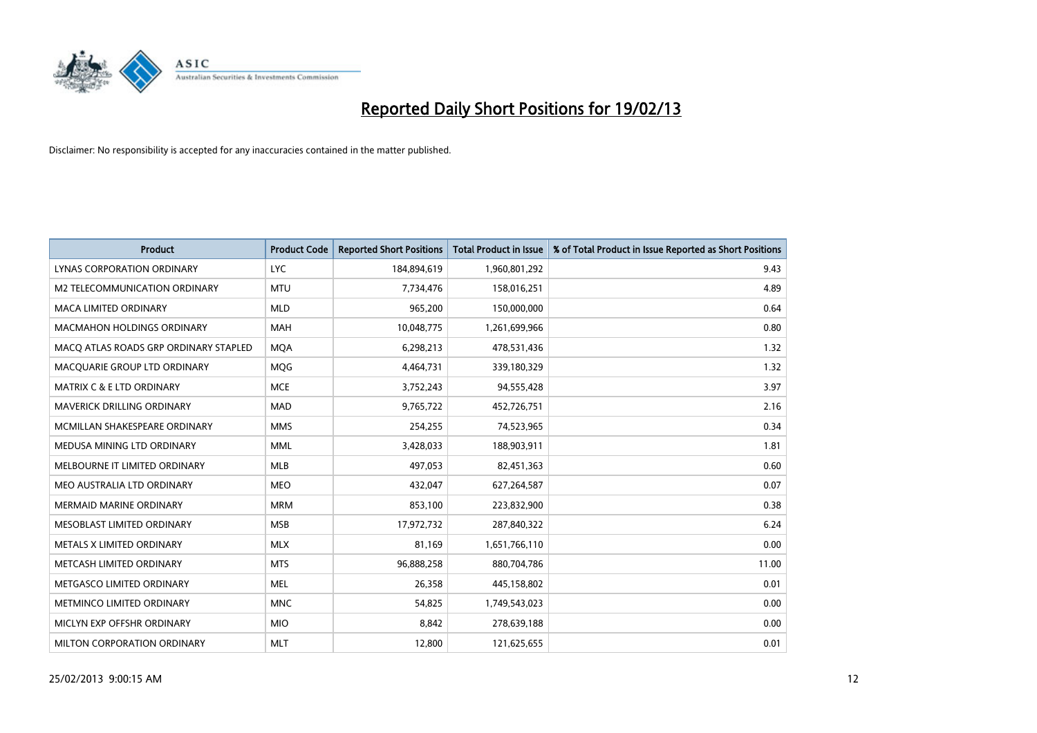# Reported Daily Short Positions for 19/02/13

Disclaimer: No responsibility is accepted for any inaccuracies contained in the matter published.

| Product | Product Code | Reported Short Positions | Total Product in Issue | % of Total Product in Issue Reported as Short Positions |
|---|---|---|---|---|
| LYNAS CORPORATION ORDINARY | LYC | 184,894,619 | 1,960,801,292 | 9.43 |
| M2 TELECOMMUNICATION ORDINARY | MTU | 7,734,476 | 158,016,251 | 4.89 |
| MACA LIMITED ORDINARY | MLD | 965,200 | 150,000,000 | 0.64 |
| MACMAHON HOLDINGS ORDINARY | MAH | 10,048,775 | 1,261,699,966 | 0.80 |
| MACQ ATLAS ROADS GRP ORDINARY STAPLED | MQA | 6,298,213 | 478,531,436 | 1.32 |
| MACQUARIE GROUP LTD ORDINARY | MQG | 4,464,731 | 339,180,329 | 1.32 |
| MATRIX C & E LTD ORDINARY | MCE | 3,752,243 | 94,555,428 | 3.97 |
| MAVERICK DRILLING ORDINARY | MAD | 9,765,722 | 452,726,751 | 2.16 |
| MCMILLAN SHAKESPEARE ORDINARY | MMS | 254,255 | 74,523,965 | 0.34 |
| MEDUSA MINING LTD ORDINARY | MML | 3,428,033 | 188,903,911 | 1.81 |
| MELBOURNE IT LIMITED ORDINARY | MLB | 497,053 | 82,451,363 | 0.60 |
| MEO AUSTRALIA LTD ORDINARY | MEO | 432,047 | 627,264,587 | 0.07 |
| MERMAID MARINE ORDINARY | MRM | 853,100 | 223,832,900 | 0.38 |
| MESOBLAST LIMITED ORDINARY | MSB | 17,972,732 | 287,840,322 | 6.24 |
| METALS X LIMITED ORDINARY | MLX | 81,169 | 1,651,766,110 | 0.00 |
| METCASH LIMITED ORDINARY | MTS | 96,888,258 | 880,704,786 | 11.00 |
| METGASCO LIMITED ORDINARY | MEL | 26,358 | 445,158,802 | 0.01 |
| METMINCO LIMITED ORDINARY | MNC | 54,825 | 1,749,543,023 | 0.00 |
| MICLYN EXP OFFSHR ORDINARY | MIO | 8,842 | 278,639,188 | 0.00 |
| MILTON CORPORATION ORDINARY | MLT | 12,800 | 121,625,655 | 0.01 |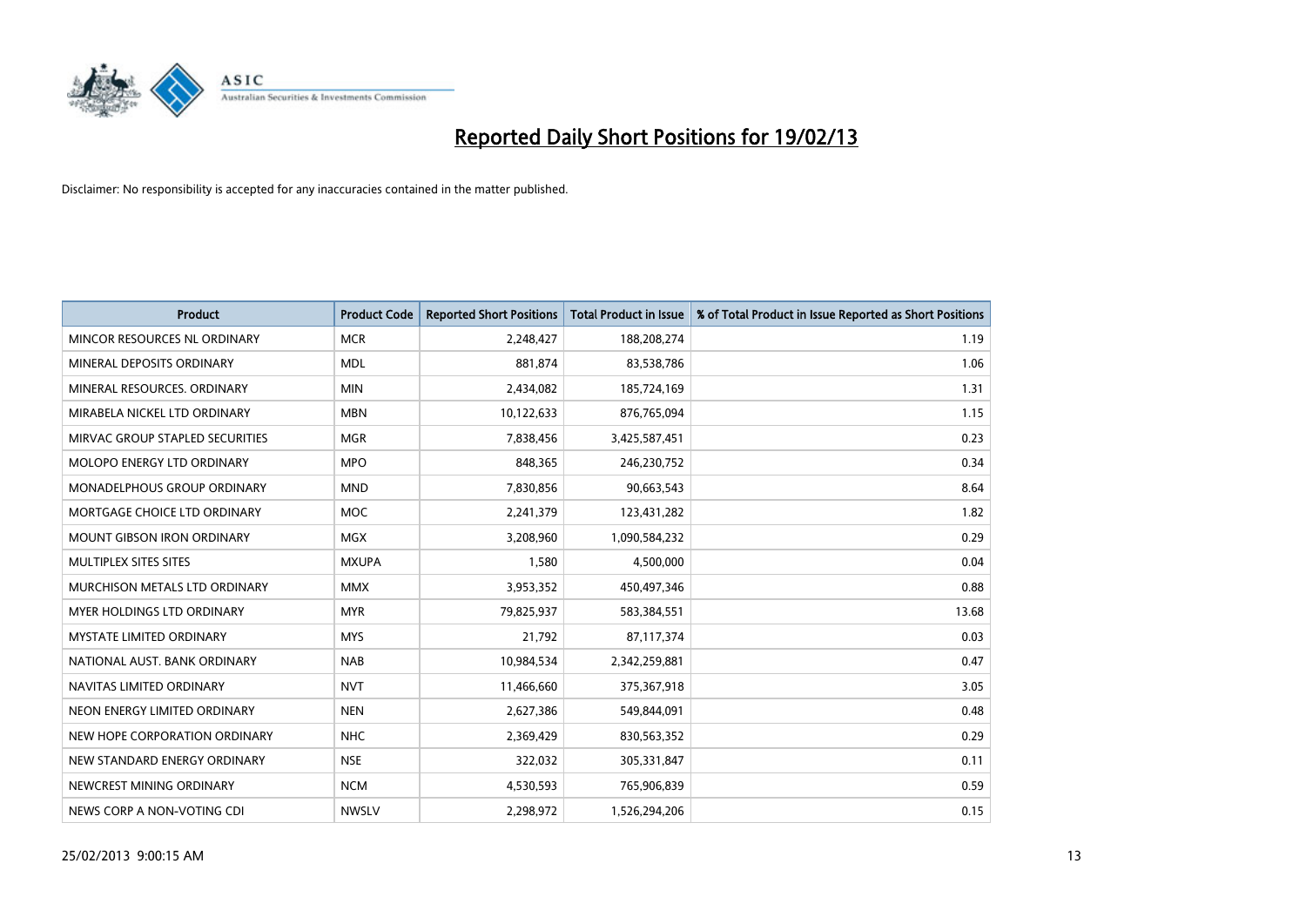# Reported Daily Short Positions for 19/02/13

Disclaimer: No responsibility is accepted for any inaccuracies contained in the matter published.

| Product | Product Code | Reported Short Positions | Total Product in Issue | % of Total Product in Issue Reported as Short Positions |
|---|---|---|---|---|
| MINCOR RESOURCES NL ORDINARY | MCR | 2,248,427 | 188,208,274 | 1.19 |
| MINERAL DEPOSITS ORDINARY | MDL | 881,874 | 83,538,786 | 1.06 |
| MINERAL RESOURCES. ORDINARY | MIN | 2,434,082 | 185,724,169 | 1.31 |
| MIRABELA NICKEL LTD ORDINARY | MBN | 10,122,633 | 876,765,094 | 1.15 |
| MIRVAC GROUP STAPLED SECURITIES | MGR | 7,838,456 | 3,425,587,451 | 0.23 |
| MOLOPO ENERGY LTD ORDINARY | MPO | 848,365 | 246,230,752 | 0.34 |
| MONADELPHOUS GROUP ORDINARY | MND | 7,830,856 | 90,663,543 | 8.64 |
| MORTGAGE CHOICE LTD ORDINARY | MOC | 2,241,379 | 123,431,282 | 1.82 |
| MOUNT GIBSON IRON ORDINARY | MGX | 3,208,960 | 1,090,584,232 | 0.29 |
| MULTIPLEX SITES SITES | MXUPA | 1,580 | 4,500,000 | 0.04 |
| MURCHISON METALS LTD ORDINARY | MMX | 3,953,352 | 450,497,346 | 0.88 |
| MYER HOLDINGS LTD ORDINARY | MYR | 79,825,937 | 583,384,551 | 13.68 |
| MYSTATE LIMITED ORDINARY | MYS | 21,792 | 87,117,374 | 0.03 |
| NATIONAL AUST. BANK ORDINARY | NAB | 10,984,534 | 2,342,259,881 | 0.47 |
| NAVITAS LIMITED ORDINARY | NVT | 11,466,660 | 375,367,918 | 3.05 |
| NEON ENERGY LIMITED ORDINARY | NEN | 2,627,386 | 549,844,091 | 0.48 |
| NEW HOPE CORPORATION ORDINARY | NHC | 2,369,429 | 830,563,352 | 0.29 |
| NEW STANDARD ENERGY ORDINARY | NSE | 322,032 | 305,331,847 | 0.11 |
| NEWCREST MINING ORDINARY | NCM | 4,530,593 | 765,906,839 | 0.59 |
| NEWS CORP A NON-VOTING CDI | NWSLV | 2,298,972 | 1,526,294,206 | 0.15 |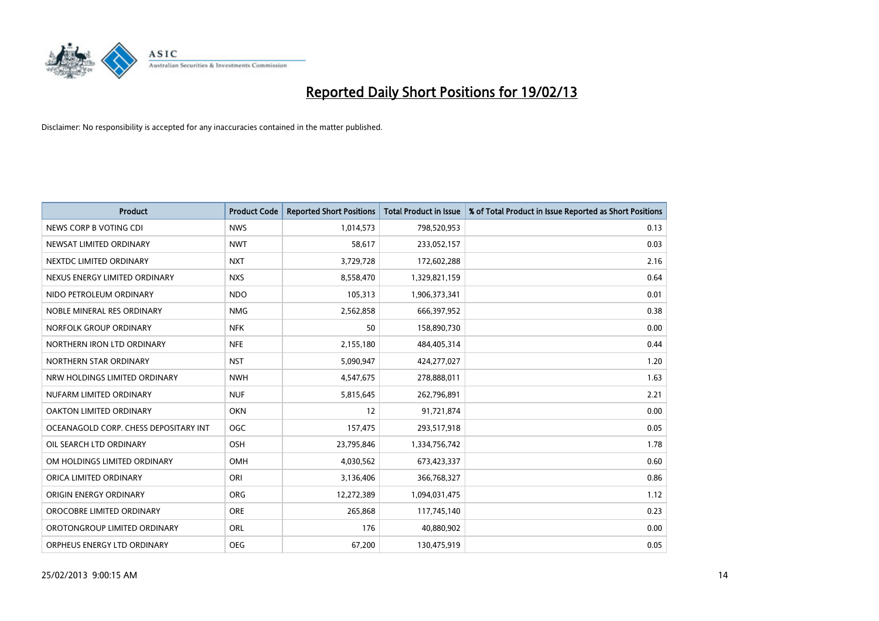# Reported Daily Short Positions for 19/02/13

Disclaimer: No responsibility is accepted for any inaccuracies contained in the matter published.

| Product | Product Code | Reported Short Positions | Total Product in Issue | % of Total Product in Issue Reported as Short Positions |
|---|---|---|---|---|
| NEWS CORP B VOTING CDI | NWS | 1,014,573 | 798,520,953 | 0.13 |
| NEWSAT LIMITED ORDINARY | NWT | 58,617 | 233,052,157 | 0.03 |
| NEXTDC LIMITED ORDINARY | NXT | 3,729,728 | 172,602,288 | 2.16 |
| NEXUS ENERGY LIMITED ORDINARY | NXS | 8,558,470 | 1,329,821,159 | 0.64 |
| NIDO PETROLEUM ORDINARY | NDO | 105,313 | 1,906,373,341 | 0.01 |
| NOBLE MINERAL RES ORDINARY | NMG | 2,562,858 | 666,397,952 | 0.38 |
| NORFOLK GROUP ORDINARY | NFK | 50 | 158,890,730 | 0.00 |
| NORTHERN IRON LTD ORDINARY | NFE | 2,155,180 | 484,405,314 | 0.44 |
| NORTHERN STAR ORDINARY | NST | 5,090,947 | 424,277,027 | 1.20 |
| NRW HOLDINGS LIMITED ORDINARY | NWH | 4,547,675 | 278,888,011 | 1.63 |
| NUFARM LIMITED ORDINARY | NUF | 5,815,645 | 262,796,891 | 2.21 |
| OAKTON LIMITED ORDINARY | OKN | 12 | 91,721,874 | 0.00 |
| OCEANAGOLD CORP. CHESS DEPOSITARY INT | OGC | 157,475 | 293,517,918 | 0.05 |
| OIL SEARCH LTD ORDINARY | OSH | 23,795,846 | 1,334,756,742 | 1.78 |
| OM HOLDINGS LIMITED ORDINARY | OMH | 4,030,562 | 673,423,337 | 0.60 |
| ORICA LIMITED ORDINARY | ORI | 3,136,406 | 366,768,327 | 0.86 |
| ORIGIN ENERGY ORDINARY | ORG | 12,272,389 | 1,094,031,475 | 1.12 |
| OROCOBRE LIMITED ORDINARY | ORE | 265,868 | 117,745,140 | 0.23 |
| OROTONGROUP LIMITED ORDINARY | ORL | 176 | 40,880,902 | 0.00 |
| ORPHEUS ENERGY LTD ORDINARY | OEG | 67,200 | 130,475,919 | 0.05 |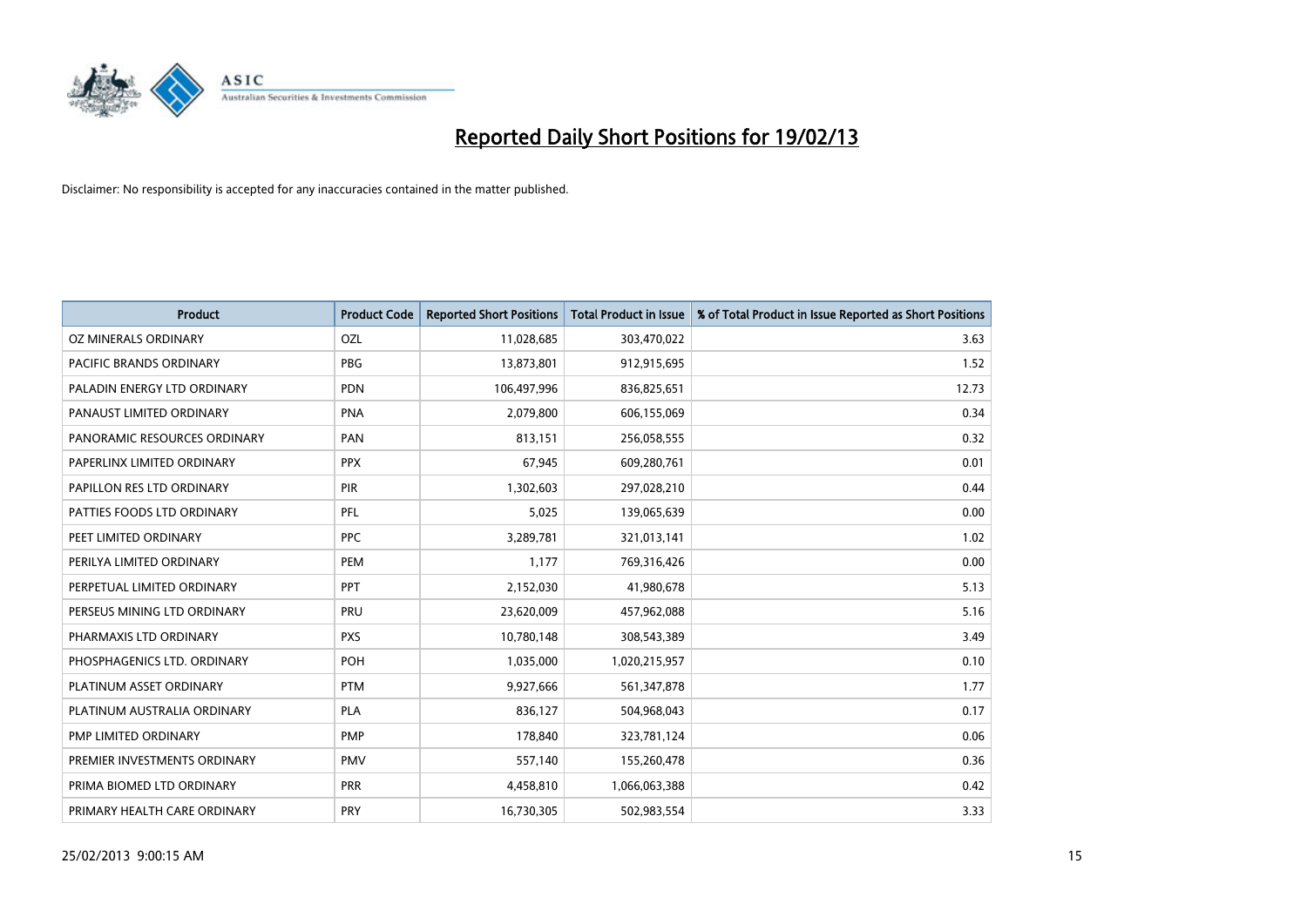# Reported Daily Short Positions for 19/02/13

Disclaimer: No responsibility is accepted for any inaccuracies contained in the matter published.

| Product | Product Code | Reported Short Positions | Total Product in Issue | % of Total Product in Issue Reported as Short Positions |
|---|---|---|---|---|
| OZ MINERALS ORDINARY | OZL | 11,028,685 | 303,470,022 | 3.63 |
| PACIFIC BRANDS ORDINARY | PBG | 13,873,801 | 912,915,695 | 1.52 |
| PALADIN ENERGY LTD ORDINARY | PDN | 106,497,996 | 836,825,651 | 12.73 |
| PANAUST LIMITED ORDINARY | PNA | 2,079,800 | 606,155,069 | 0.34 |
| PANORAMIC RESOURCES ORDINARY | PAN | 813,151 | 256,058,555 | 0.32 |
| PAPERLINX LIMITED ORDINARY | PPX | 67,945 | 609,280,761 | 0.01 |
| PAPILLON RES LTD ORDINARY | PIR | 1,302,603 | 297,028,210 | 0.44 |
| PATTIES FOODS LTD ORDINARY | PFL | 5,025 | 139,065,639 | 0.00 |
| PEET LIMITED ORDINARY | PPC | 3,289,781 | 321,013,141 | 1.02 |
| PERILYA LIMITED ORDINARY | PEM | 1,177 | 769,316,426 | 0.00 |
| PERPETUAL LIMITED ORDINARY | PPT | 2,152,030 | 41,980,678 | 5.13 |
| PERSEUS MINING LTD ORDINARY | PRU | 23,620,009 | 457,962,088 | 5.16 |
| PHARMAXIS LTD ORDINARY | PXS | 10,780,148 | 308,543,389 | 3.49 |
| PHOSPHAGENICS LTD. ORDINARY | POH | 1,035,000 | 1,020,215,957 | 0.10 |
| PLATINUM ASSET ORDINARY | PTM | 9,927,666 | 561,347,878 | 1.77 |
| PLATINUM AUSTRALIA ORDINARY | PLA | 836,127 | 504,968,043 | 0.17 |
| PMP LIMITED ORDINARY | PMP | 178,840 | 323,781,124 | 0.06 |
| PREMIER INVESTMENTS ORDINARY | PMV | 557,140 | 155,260,478 | 0.36 |
| PRIMA BIOMED LTD ORDINARY | PRR | 4,458,810 | 1,066,063,388 | 0.42 |
| PRIMARY HEALTH CARE ORDINARY | PRY | 16,730,305 | 502,983,554 | 3.33 |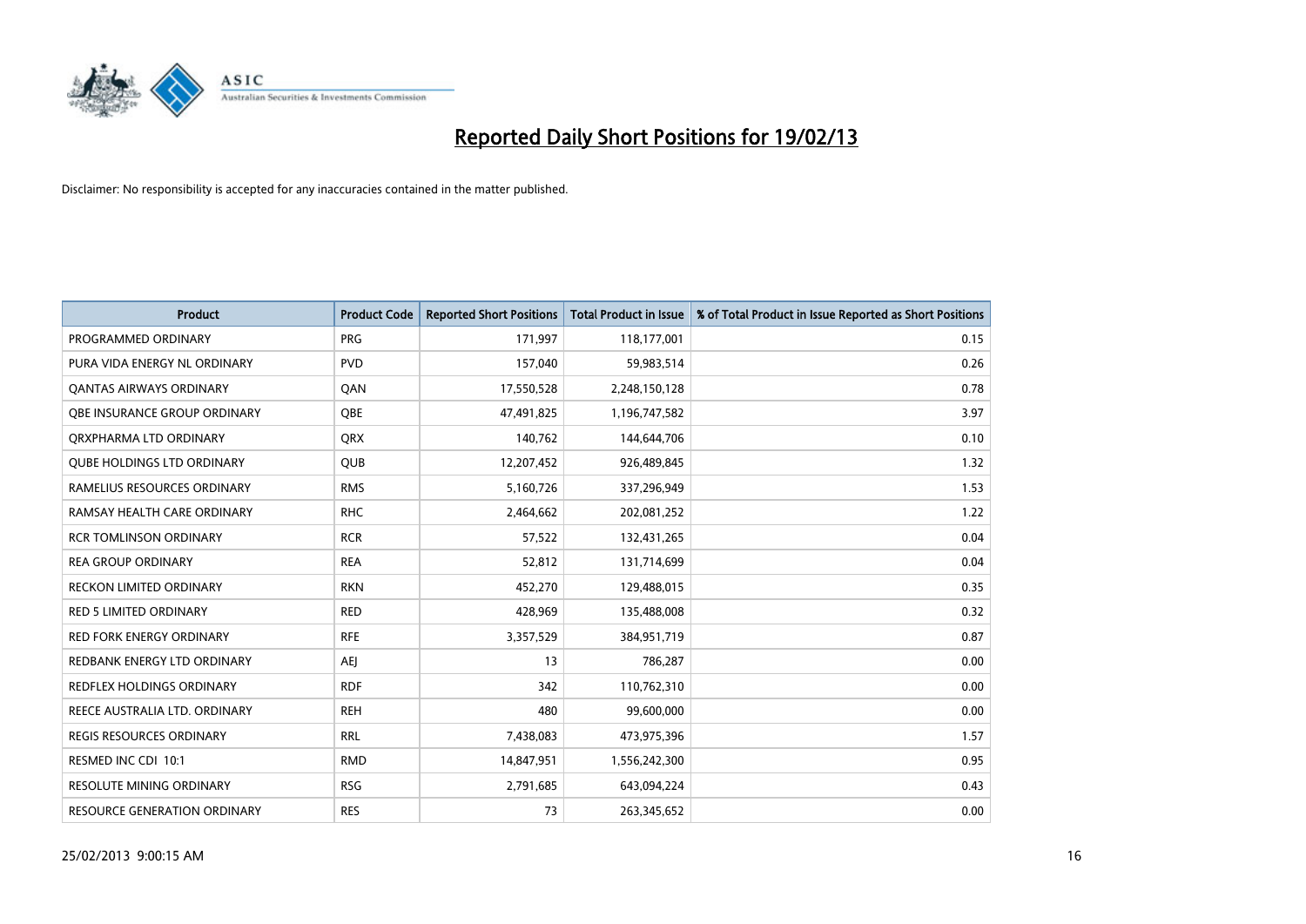# Reported Daily Short Positions for 19/02/13

Disclaimer: No responsibility is accepted for any inaccuracies contained in the matter published.

| Product | Product Code | Reported Short Positions | Total Product in Issue | % of Total Product in Issue Reported as Short Positions |
|---|---|---|---|---|
| PROGRAMMED ORDINARY | PRG | 171,997 | 118,177,001 | 0.15 |
| PURA VIDA ENERGY NL ORDINARY | PVD | 157,040 | 59,983,514 | 0.26 |
| QANTAS AIRWAYS ORDINARY | QAN | 17,550,528 | 2,248,150,128 | 0.78 |
| QBE INSURANCE GROUP ORDINARY | QBE | 47,491,825 | 1,196,747,582 | 3.97 |
| QRXPHARMA LTD ORDINARY | QRX | 140,762 | 144,644,706 | 0.10 |
| QUBE HOLDINGS LTD ORDINARY | QUB | 12,207,452 | 926,489,845 | 1.32 |
| RAMELIUS RESOURCES ORDINARY | RMS | 5,160,726 | 337,296,949 | 1.53 |
| RAMSAY HEALTH CARE ORDINARY | RHC | 2,464,662 | 202,081,252 | 1.22 |
| RCR TOMLINSON ORDINARY | RCR | 57,522 | 132,431,265 | 0.04 |
| REA GROUP ORDINARY | REA | 52,812 | 131,714,699 | 0.04 |
| RECKON LIMITED ORDINARY | RKN | 452,270 | 129,488,015 | 0.35 |
| RED 5 LIMITED ORDINARY | RED | 428,969 | 135,488,008 | 0.32 |
| RED FORK ENERGY ORDINARY | RFE | 3,357,529 | 384,951,719 | 0.87 |
| REDBANK ENERGY LTD ORDINARY | AEJ | 13 | 786,287 | 0.00 |
| REDFLEX HOLDINGS ORDINARY | RDF | 342 | 110,762,310 | 0.00 |
| REECE AUSTRALIA LTD. ORDINARY | REH | 480 | 99,600,000 | 0.00 |
| REGIS RESOURCES ORDINARY | RRL | 7,438,083 | 473,975,396 | 1.57 |
| RESMED INC CDI 10:1 | RMD | 14,847,951 | 1,556,242,300 | 0.95 |
| RESOLUTE MINING ORDINARY | RSG | 2,791,685 | 643,094,224 | 0.43 |
| RESOURCE GENERATION ORDINARY | RES | 73 | 263,345,652 | 0.00 |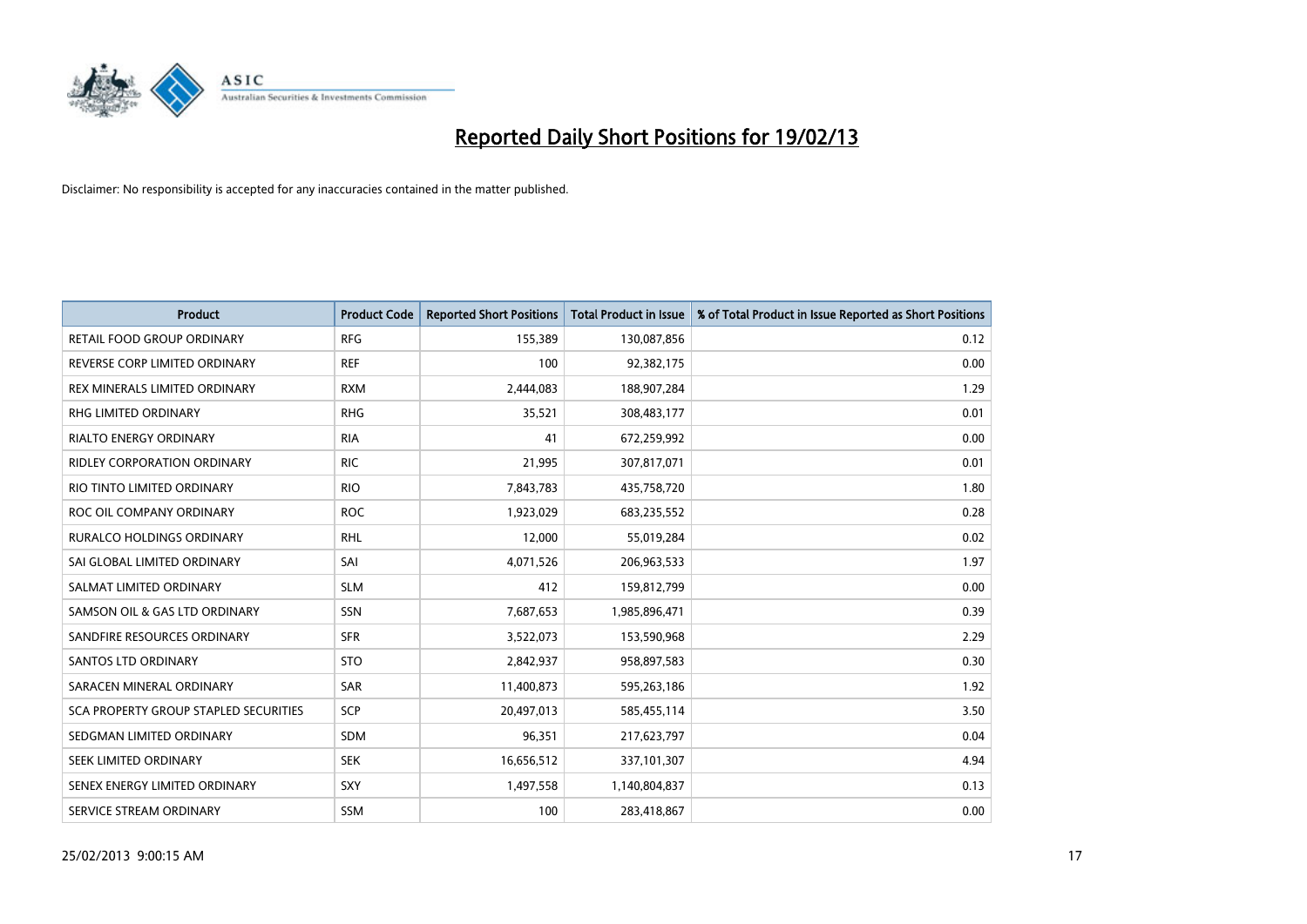# Reported Daily Short Positions for 19/02/13

Disclaimer: No responsibility is accepted for any inaccuracies contained in the matter published.

| Product | Product Code | Reported Short Positions | Total Product in Issue | % of Total Product in Issue Reported as Short Positions |
|---|---|---|---|---|
| RETAIL FOOD GROUP ORDINARY | RFG | 155,389 | 130,087,856 | 0.12 |
| REVERSE CORP LIMITED ORDINARY | REF | 100 | 92,382,175 | 0.00 |
| REX MINERALS LIMITED ORDINARY | RXM | 2,444,083 | 188,907,284 | 1.29 |
| RHG LIMITED ORDINARY | RHG | 35,521 | 308,483,177 | 0.01 |
| RIALTO ENERGY ORDINARY | RIA | 41 | 672,259,992 | 0.00 |
| RIDLEY CORPORATION ORDINARY | RIC | 21,995 | 307,817,071 | 0.01 |
| RIO TINTO LIMITED ORDINARY | RIO | 7,843,783 | 435,758,720 | 1.80 |
| ROC OIL COMPANY ORDINARY | ROC | 1,923,029 | 683,235,552 | 0.28 |
| RURALCO HOLDINGS ORDINARY | RHL | 12,000 | 55,019,284 | 0.02 |
| SAI GLOBAL LIMITED ORDINARY | SAI | 4,071,526 | 206,963,533 | 1.97 |
| SALMAT LIMITED ORDINARY | SLM | 412 | 159,812,799 | 0.00 |
| SAMSON OIL & GAS LTD ORDINARY | SSN | 7,687,653 | 1,985,896,471 | 0.39 |
| SANDFIRE RESOURCES ORDINARY | SFR | 3,522,073 | 153,590,968 | 2.29 |
| SANTOS LTD ORDINARY | STO | 2,842,937 | 958,897,583 | 0.30 |
| SARACEN MINERAL ORDINARY | SAR | 11,400,873 | 595,263,186 | 1.92 |
| SCA PROPERTY GROUP STAPLED SECURITIES | SCP | 20,497,013 | 585,455,114 | 3.50 |
| SEDGMAN LIMITED ORDINARY | SDM | 96,351 | 217,623,797 | 0.04 |
| SEEK LIMITED ORDINARY | SEK | 16,656,512 | 337,101,307 | 4.94 |
| SENEX ENERGY LIMITED ORDINARY | SXY | 1,497,558 | 1,140,804,837 | 0.13 |
| SERVICE STREAM ORDINARY | SSM | 100 | 283,418,867 | 0.00 |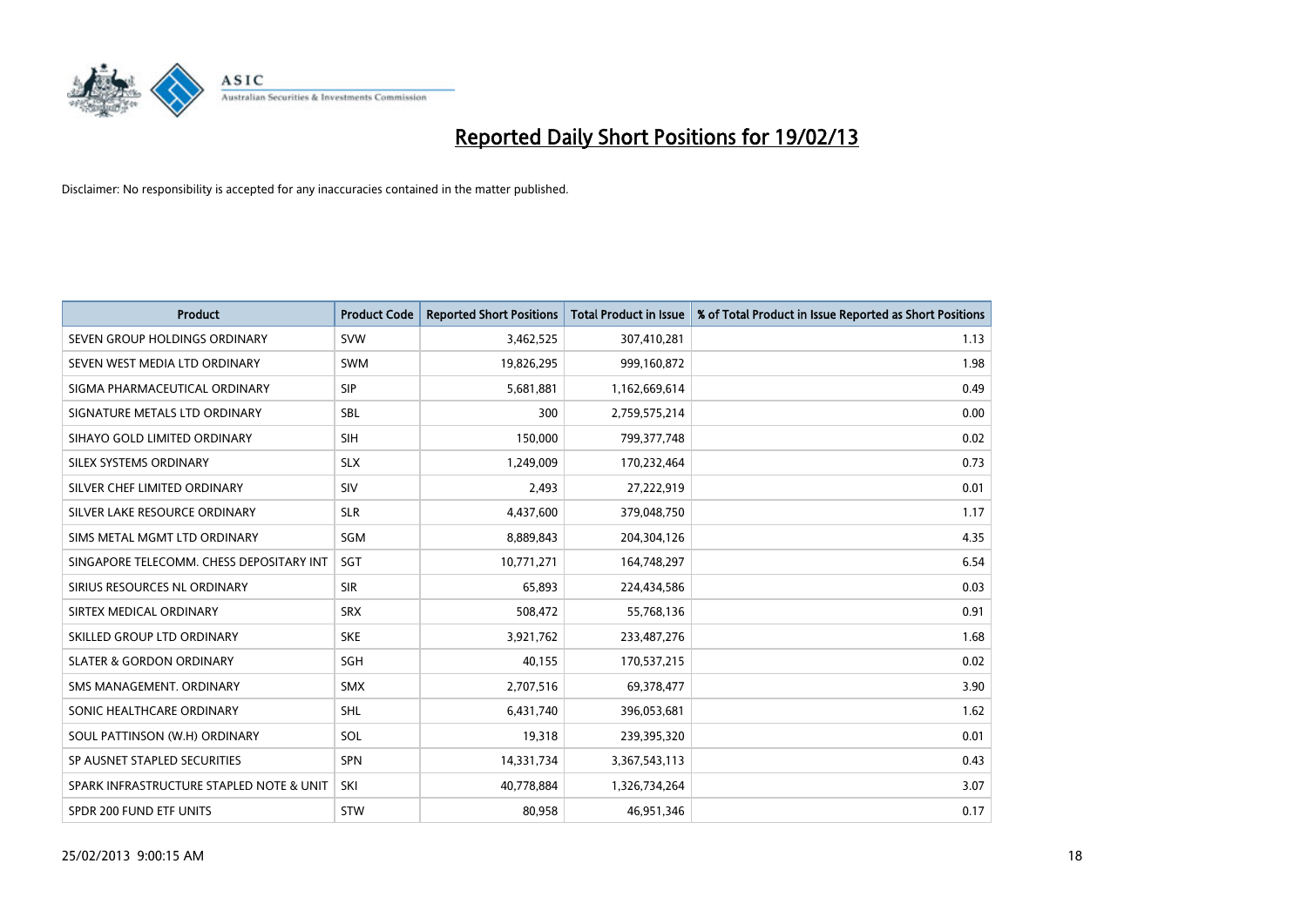# Reported Daily Short Positions for 19/02/13

Disclaimer: No responsibility is accepted for any inaccuracies contained in the matter published.

| Product | Product Code | Reported Short Positions | Total Product in Issue | % of Total Product in Issue Reported as Short Positions |
|---|---|---|---|---|
| SEVEN GROUP HOLDINGS ORDINARY | SVW | 3,462,525 | 307,410,281 | 1.13 |
| SEVEN WEST MEDIA LTD ORDINARY | SWM | 19,826,295 | 999,160,872 | 1.98 |
| SIGMA PHARMACEUTICAL ORDINARY | SIP | 5,681,881 | 1,162,669,614 | 0.49 |
| SIGNATURE METALS LTD ORDINARY | SBL | 300 | 2,759,575,214 | 0.00 |
| SIHAYO GOLD LIMITED ORDINARY | SIH | 150,000 | 799,377,748 | 0.02 |
| SILEX SYSTEMS ORDINARY | SLX | 1,249,009 | 170,232,464 | 0.73 |
| SILVER CHEF LIMITED ORDINARY | SIV | 2,493 | 27,222,919 | 0.01 |
| SILVER LAKE RESOURCE ORDINARY | SLR | 4,437,600 | 379,048,750 | 1.17 |
| SIMS METAL MGMT LTD ORDINARY | SGM | 8,889,843 | 204,304,126 | 4.35 |
| SINGAPORE TELECOMM. CHESS DEPOSITARY INT | SGT | 10,771,271 | 164,748,297 | 6.54 |
| SIRIUS RESOURCES NL ORDINARY | SIR | 65,893 | 224,434,586 | 0.03 |
| SIRTEX MEDICAL ORDINARY | SRX | 508,472 | 55,768,136 | 0.91 |
| SKILLED GROUP LTD ORDINARY | SKE | 3,921,762 | 233,487,276 | 1.68 |
| SLATER & GORDON ORDINARY | SGH | 40,155 | 170,537,215 | 0.02 |
| SMS MANAGEMENT. ORDINARY | SMX | 2,707,516 | 69,378,477 | 3.90 |
| SONIC HEALTHCARE ORDINARY | SHL | 6,431,740 | 396,053,681 | 1.62 |
| SOUL PATTINSON (W.H) ORDINARY | SOL | 19,318 | 239,395,320 | 0.01 |
| SP AUSNET STAPLED SECURITIES | SPN | 14,331,734 | 3,367,543,113 | 0.43 |
| SPARK INFRASTRUCTURE STAPLED NOTE & UNIT | SKI | 40,778,884 | 1,326,734,264 | 3.07 |
| SPDR 200 FUND ETF UNITS | STW | 80,958 | 46,951,346 | 0.17 |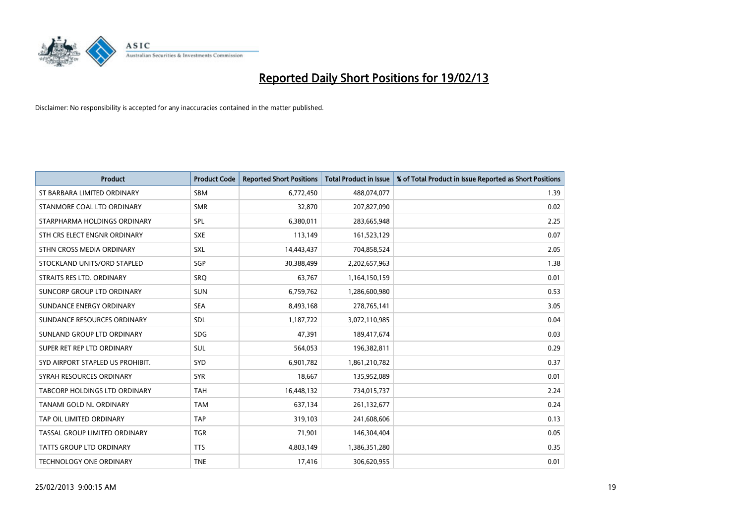# Reported Daily Short Positions for 19/02/13

Disclaimer: No responsibility is accepted for any inaccuracies contained in the matter published.

| Product | Product Code | Reported Short Positions | Total Product in Issue | % of Total Product in Issue Reported as Short Positions |
|---|---|---|---|---|
| ST BARBARA LIMITED ORDINARY | SBM | 6,772,450 | 488,074,077 | 1.39 |
| STANMORE COAL LTD ORDINARY | SMR | 32,870 | 207,827,090 | 0.02 |
| STARPHARMA HOLDINGS ORDINARY | SPL | 6,380,011 | 283,665,948 | 2.25 |
| STH CRS ELECT ENGNR ORDINARY | SXE | 113,149 | 161,523,129 | 0.07 |
| STHN CROSS MEDIA ORDINARY | SXL | 14,443,437 | 704,858,524 | 2.05 |
| STOCKLAND UNITS/ORD STAPLED | SGP | 30,388,499 | 2,202,657,963 | 1.38 |
| STRAITS RES LTD. ORDINARY | SRQ | 63,767 | 1,164,150,159 | 0.01 |
| SUNCORP GROUP LTD ORDINARY | SUN | 6,759,762 | 1,286,600,980 | 0.53 |
| SUNDANCE ENERGY ORDINARY | SEA | 8,493,168 | 278,765,141 | 3.05 |
| SUNDANCE RESOURCES ORDINARY | SDL | 1,187,722 | 3,072,110,985 | 0.04 |
| SUNLAND GROUP LTD ORDINARY | SDG | 47,391 | 189,417,674 | 0.03 |
| SUPER RET REP LTD ORDINARY | SUL | 564,053 | 196,382,811 | 0.29 |
| SYD AIRPORT STAPLED US PROHIBIT. | SYD | 6,901,782 | 1,861,210,782 | 0.37 |
| SYRAH RESOURCES ORDINARY | SYR | 18,667 | 135,952,089 | 0.01 |
| TABCORP HOLDINGS LTD ORDINARY | TAH | 16,448,132 | 734,015,737 | 2.24 |
| TANAMI GOLD NL ORDINARY | TAM | 637,134 | 261,132,677 | 0.24 |
| TAP OIL LIMITED ORDINARY | TAP | 319,103 | 241,608,606 | 0.13 |
| TASSAL GROUP LIMITED ORDINARY | TGR | 71,901 | 146,304,404 | 0.05 |
| TATTS GROUP LTD ORDINARY | TTS | 4,803,149 | 1,386,351,280 | 0.35 |
| TECHNOLOGY ONE ORDINARY | TNE | 17,416 | 306,620,955 | 0.01 |

25/02/2013 9:00:15 AM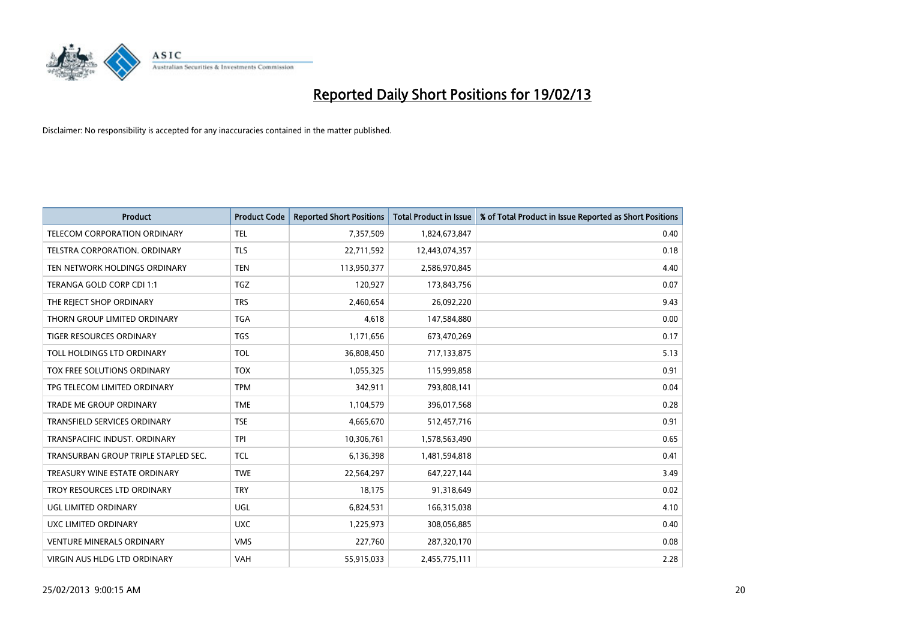# Reported Daily Short Positions for 19/02/13

Disclaimer: No responsibility is accepted for any inaccuracies contained in the matter published.

| Product | Product Code | Reported Short Positions | Total Product in Issue | % of Total Product in Issue Reported as Short Positions |
|---|---|---|---|---|
| TELECOM CORPORATION ORDINARY | TEL | 7,357,509 | 1,824,673,847 | 0.40 |
| TELSTRA CORPORATION. ORDINARY | TLS | 22,711,592 | 12,443,074,357 | 0.18 |
| TEN NETWORK HOLDINGS ORDINARY | TEN | 113,950,377 | 2,586,970,845 | 4.40 |
| TERANGA GOLD CORP CDI 1:1 | TGZ | 120,927 | 173,843,756 | 0.07 |
| THE REJECT SHOP ORDINARY | TRS | 2,460,654 | 26,092,220 | 9.43 |
| THORN GROUP LIMITED ORDINARY | TGA | 4,618 | 147,584,880 | 0.00 |
| TIGER RESOURCES ORDINARY | TGS | 1,171,656 | 673,470,269 | 0.17 |
| TOLL HOLDINGS LTD ORDINARY | TOL | 36,808,450 | 717,133,875 | 5.13 |
| TOX FREE SOLUTIONS ORDINARY | TOX | 1,055,325 | 115,999,858 | 0.91 |
| TPG TELECOM LIMITED ORDINARY | TPM | 342,911 | 793,808,141 | 0.04 |
| TRADE ME GROUP ORDINARY | TME | 1,104,579 | 396,017,568 | 0.28 |
| TRANSFIELD SERVICES ORDINARY | TSE | 4,665,670 | 512,457,716 | 0.91 |
| TRANSPACIFIC INDUST. ORDINARY | TPI | 10,306,761 | 1,578,563,490 | 0.65 |
| TRANSURBAN GROUP TRIPLE STAPLED SEC. | TCL | 6,136,398 | 1,481,594,818 | 0.41 |
| TREASURY WINE ESTATE ORDINARY | TWE | 22,564,297 | 647,227,144 | 3.49 |
| TROY RESOURCES LTD ORDINARY | TRY | 18,175 | 91,318,649 | 0.02 |
| UGL LIMITED ORDINARY | UGL | 6,824,531 | 166,315,038 | 4.10 |
| UXC LIMITED ORDINARY | UXC | 1,225,973 | 308,056,885 | 0.40 |
| VENTURE MINERALS ORDINARY | VMS | 227,760 | 287,320,170 | 0.08 |
| VIRGIN AUS HLDG LTD ORDINARY | VAH | 55,915,033 | 2,455,775,111 | 2.28 |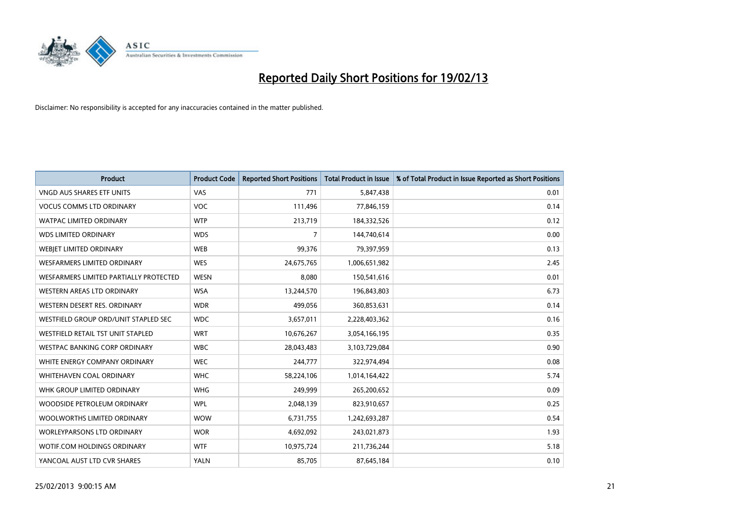# Reported Daily Short Positions for 19/02/13

Disclaimer: No responsibility is accepted for any inaccuracies contained in the matter published.

| Product | Product Code | Reported Short Positions | Total Product in Issue | % of Total Product in Issue Reported as Short Positions |
|---|---|---|---|---|
| VNGD AUS SHARES ETF UNITS | VAS | 771 | 5,847,438 | 0.01 |
| VOCUS COMMS LTD ORDINARY | VOC | 111,496 | 77,846,159 | 0.14 |
| WATPAC LIMITED ORDINARY | WTP | 213,719 | 184,332,526 | 0.12 |
| WDS LIMITED ORDINARY | WDS | 7 | 144,740,614 | 0.00 |
| WEBJET LIMITED ORDINARY | WEB | 99,376 | 79,397,959 | 0.13 |
| WESFARMERS LIMITED ORDINARY | WES | 24,675,765 | 1,006,651,982 | 2.45 |
| WESFARMERS LIMITED PARTIALLY PROTECTED | WESN | 8,080 | 150,541,616 | 0.01 |
| WESTERN AREAS LTD ORDINARY | WSA | 13,244,570 | 196,843,803 | 6.73 |
| WESTERN DESERT RES. ORDINARY | WDR | 499,056 | 360,853,631 | 0.14 |
| WESTFIELD GROUP ORD/UNIT STAPLED SEC | WDC | 3,657,011 | 2,228,403,362 | 0.16 |
| WESTFIELD RETAIL TST UNIT STAPLED | WRT | 10,676,267 | 3,054,166,195 | 0.35 |
| WESTPAC BANKING CORP ORDINARY | WBC | 28,043,483 | 3,103,729,084 | 0.90 |
| WHITE ENERGY COMPANY ORDINARY | WEC | 244,777 | 322,974,494 | 0.08 |
| WHITEHAVEN COAL ORDINARY | WHC | 58,224,106 | 1,014,164,422 | 5.74 |
| WHK GROUP LIMITED ORDINARY | WHG | 249,999 | 265,200,652 | 0.09 |
| WOODSIDE PETROLEUM ORDINARY | WPL | 2,048,139 | 823,910,657 | 0.25 |
| WOOLWORTHS LIMITED ORDINARY | WOW | 6,731,755 | 1,242,693,287 | 0.54 |
| WORLEYPARSONS LTD ORDINARY | WOR | 4,692,092 | 243,021,873 | 1.93 |
| WOTIF.COM HOLDINGS ORDINARY | WTF | 10,975,724 | 211,736,244 | 5.18 |
| YANCOAL AUST LTD CVR SHARES | YALN | 85,705 | 87,645,184 | 0.10 |

25/02/2013 9:00:15 AM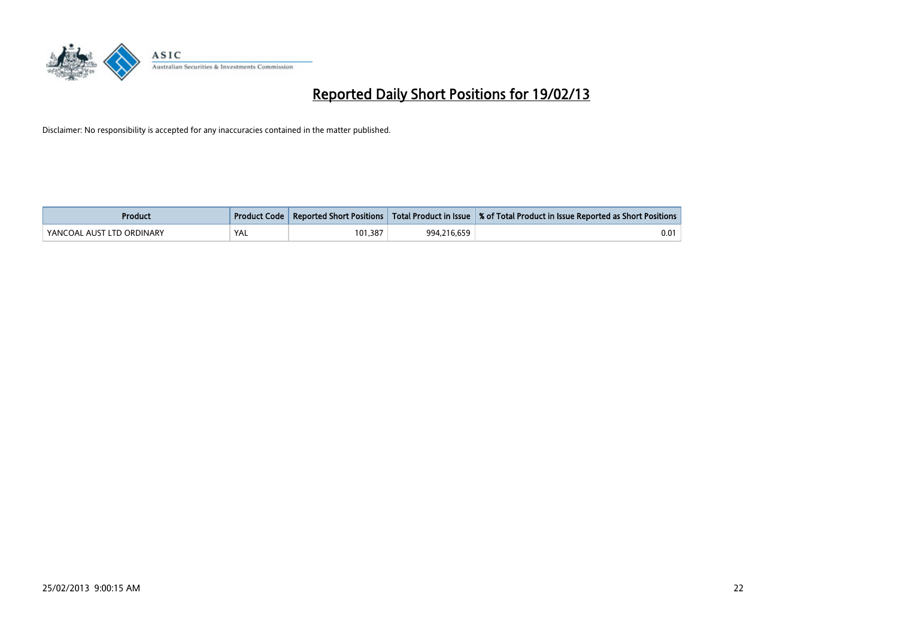# Reported Daily Short Positions for 19/02/13

Disclaimer: No responsibility is accepted for any inaccuracies contained in the matter published.

| Product | Product Code | Reported Short Positions | Total Product in Issue | % of Total Product in Issue Reported as Short Positions |
|---|---|---|---|---|
| YANCOAL AUST LTD ORDINARY | YAL | 101,387 | 994,216,659 | 0.01 |

25/02/2013 9:00:15 AM